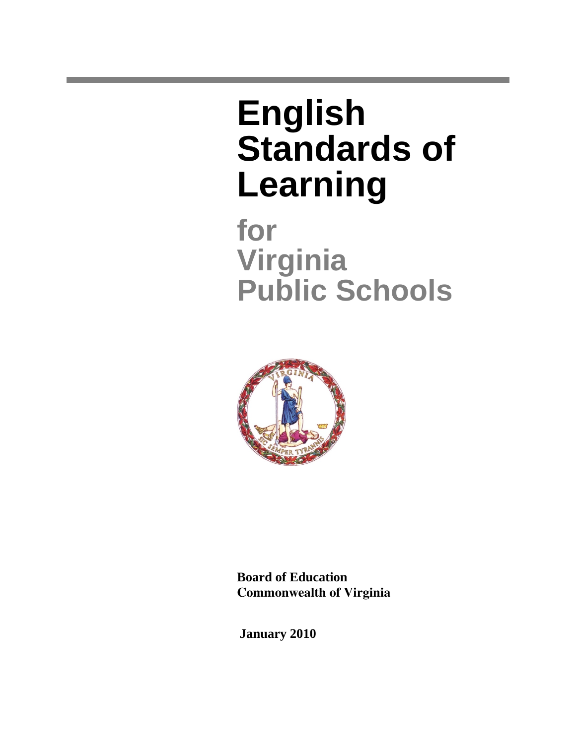# English Standards of Learning

## for Virginia Public Schools

**Board of Education**
**Commonwealth of Virginia**

**January 2010**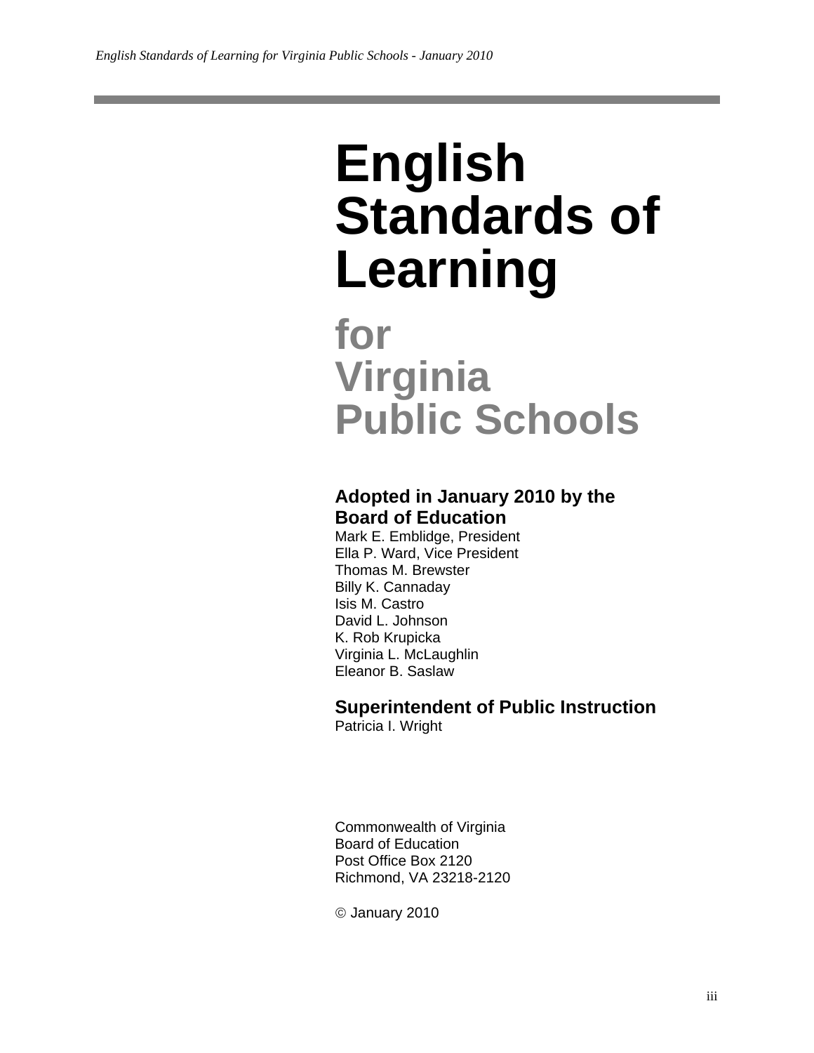# English Standards of Learning

## for Virginia Public Schools

### Adopted in January 2010 by the Board of Education

Mark E. Emblidge, President
Ella P. Ward, Vice President
Thomas M. Brewster
Billy K. Cannaday
Isis M. Castro
David L. Johnson
K. Rob Krupicka
Virginia L. McLaughlin
Eleanor B. Saslaw

### Superintendent of Public Instruction

Patricia I. Wright

Commonwealth of Virginia
Board of Education
Post Office Box 2120
Richmond, VA 23218-2120

© January 2010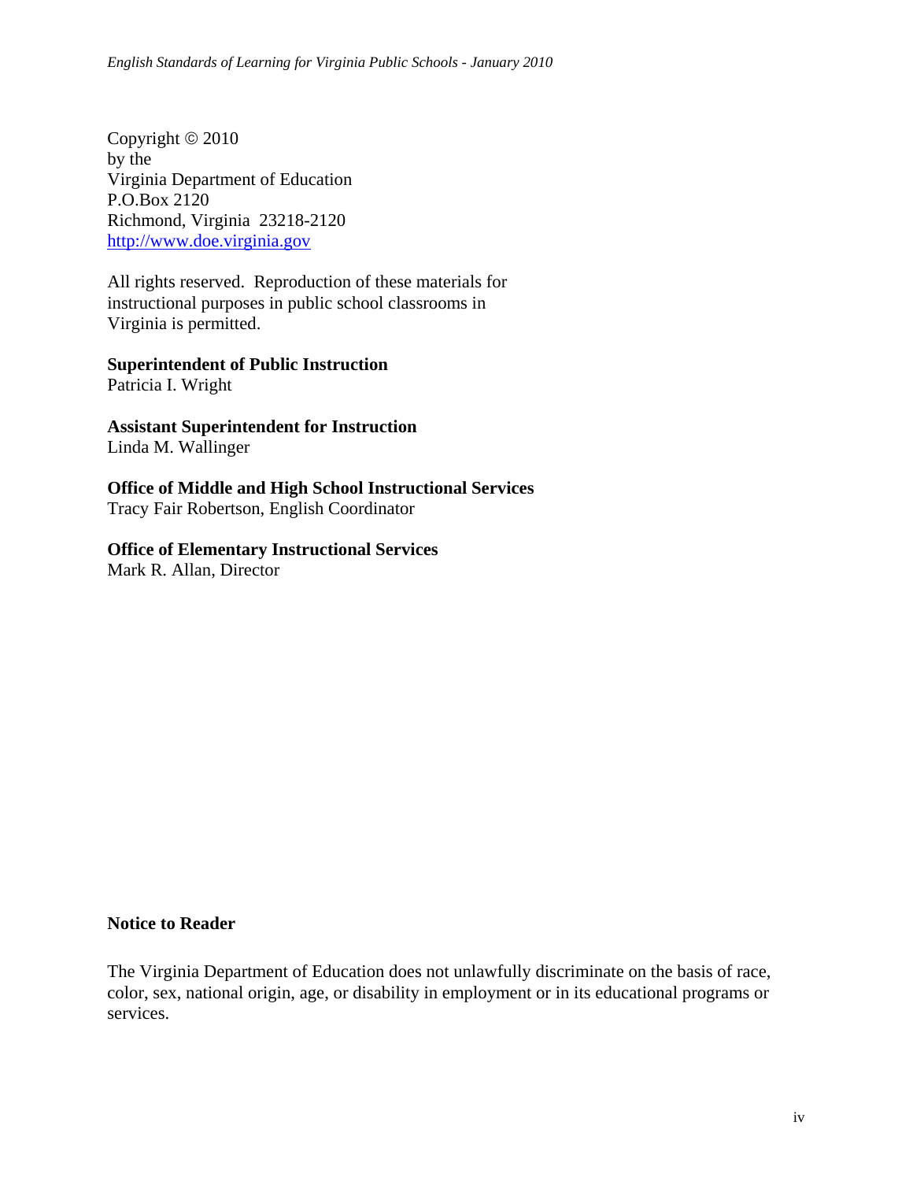Copyright © 2010
by the
Virginia Department of Education
P.O.Box 2120
Richmond, Virginia 23218-2120
http://www.doe.virginia.gov

All rights reserved. Reproduction of these materials for instructional purposes in public school classrooms in Virginia is permitted.

**Superintendent of Public Instruction**
Patricia I. Wright

**Assistant Superintendent for Instruction**
Linda M. Wallinger

**Office of Middle and High School Instructional Services**
Tracy Fair Robertson, English Coordinator

**Office of Elementary Instructional Services**
Mark R. Allan, Director

**Notice to Reader**

The Virginia Department of Education does not unlawfully discriminate on the basis of race, color, sex, national origin, age, or disability in employment or in its educational programs or services.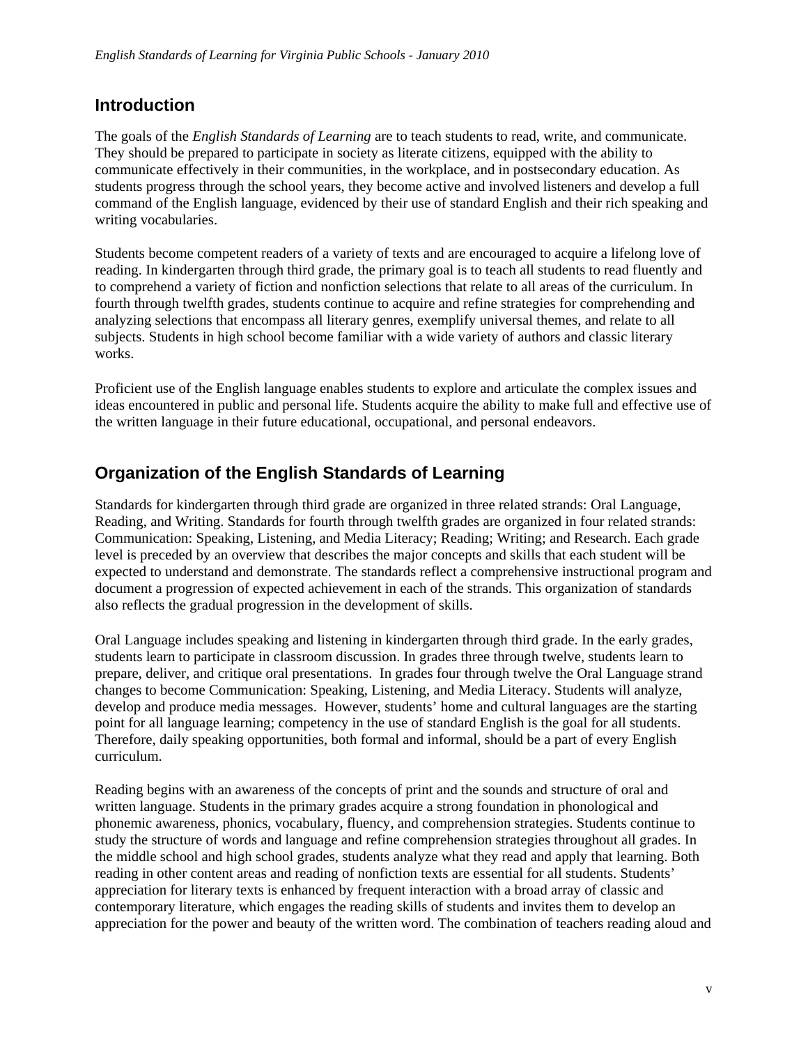## Introduction

The goals of the *English Standards of Learning* are to teach students to read, write, and communicate. They should be prepared to participate in society as literate citizens, equipped with the ability to communicate effectively in their communities, in the workplace, and in postsecondary education. As students progress through the school years, they become active and involved listeners and develop a full command of the English language, evidenced by their use of standard English and their rich speaking and writing vocabularies.

Students become competent readers of a variety of texts and are encouraged to acquire a lifelong love of reading. In kindergarten through third grade, the primary goal is to teach all students to read fluently and to comprehend a variety of fiction and nonfiction selections that relate to all areas of the curriculum. In fourth through twelfth grades, students continue to acquire and refine strategies for comprehending and analyzing selections that encompass all literary genres, exemplify universal themes, and relate to all subjects. Students in high school become familiar with a wide variety of authors and classic literary works.

Proficient use of the English language enables students to explore and articulate the complex issues and ideas encountered in public and personal life. Students acquire the ability to make full and effective use of the written language in their future educational, occupational, and personal endeavors.

## Organization of the English Standards of Learning

Standards for kindergarten through third grade are organized in three related strands: Oral Language, Reading, and Writing. Standards for fourth through twelfth grades are organized in four related strands: Communication: Speaking, Listening, and Media Literacy; Reading; Writing; and Research. Each grade level is preceded by an overview that describes the major concepts and skills that each student will be expected to understand and demonstrate. The standards reflect a comprehensive instructional program and document a progression of expected achievement in each of the strands. This organization of standards also reflects the gradual progression in the development of skills.

Oral Language includes speaking and listening in kindergarten through third grade. In the early grades, students learn to participate in classroom discussion. In grades three through twelve, students learn to prepare, deliver, and critique oral presentations. In grades four through twelve the Oral Language strand changes to become Communication: Speaking, Listening, and Media Literacy. Students will analyze, develop and produce media messages. However, students' home and cultural languages are the starting point for all language learning; competency in the use of standard English is the goal for all students. Therefore, daily speaking opportunities, both formal and informal, should be a part of every English curriculum.

Reading begins with an awareness of the concepts of print and the sounds and structure of oral and written language. Students in the primary grades acquire a strong foundation in phonological and phonemic awareness, phonics, vocabulary, fluency, and comprehension strategies. Students continue to study the structure of words and language and refine comprehension strategies throughout all grades. In the middle school and high school grades, students analyze what they read and apply that learning. Both reading in other content areas and reading of nonfiction texts are essential for all students. Students' appreciation for literary texts is enhanced by frequent interaction with a broad array of classic and contemporary literature, which engages the reading skills of students and invites them to develop an appreciation for the power and beauty of the written word. The combination of teachers reading aloud and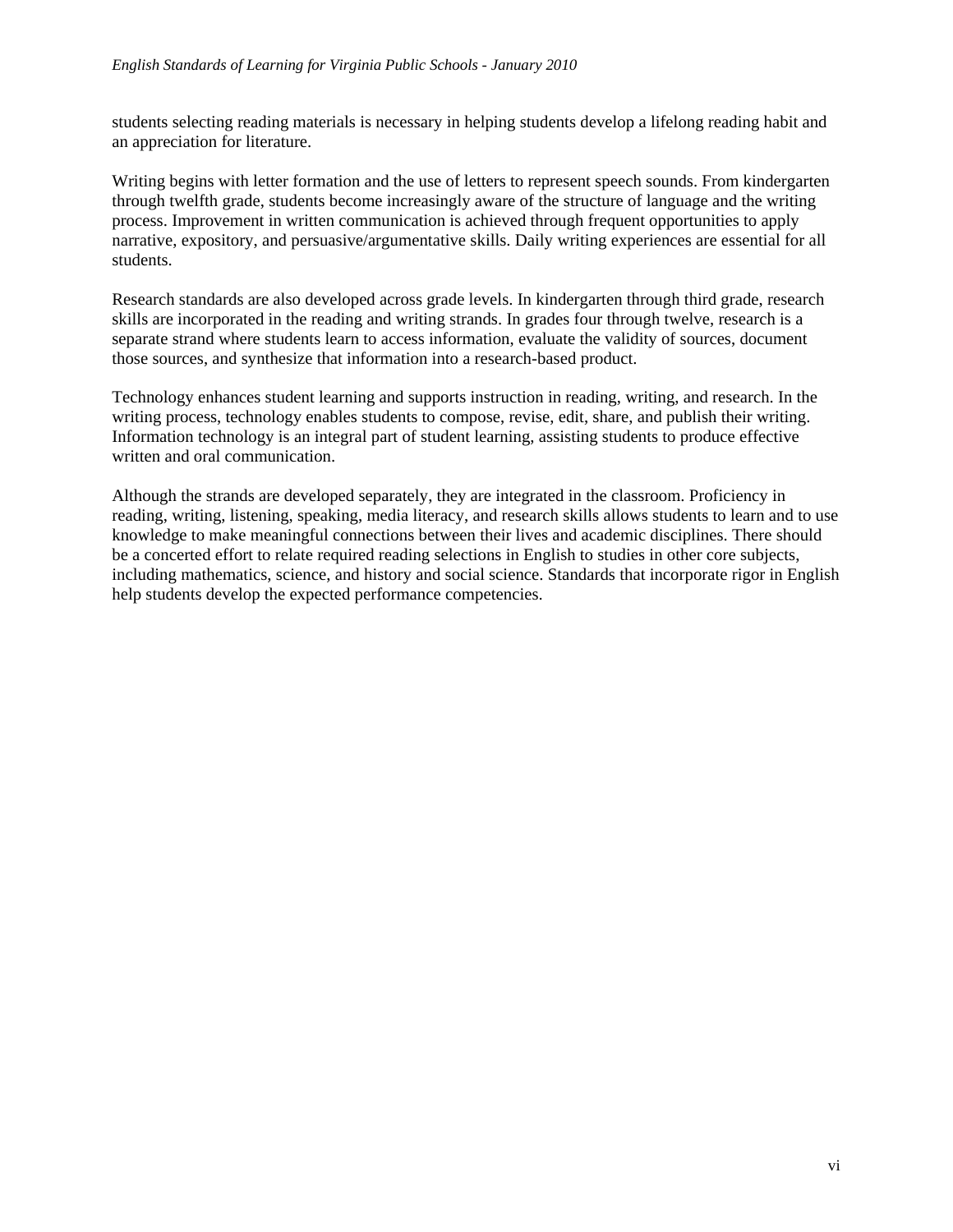students selecting reading materials is necessary in helping students develop a lifelong reading habit and an appreciation for literature.

Writing begins with letter formation and the use of letters to represent speech sounds. From kindergarten through twelfth grade, students become increasingly aware of the structure of language and the writing process. Improvement in written communication is achieved through frequent opportunities to apply narrative, expository, and persuasive/argumentative skills. Daily writing experiences are essential for all students.

Research standards are also developed across grade levels. In kindergarten through third grade, research skills are incorporated in the reading and writing strands. In grades four through twelve, research is a separate strand where students learn to access information, evaluate the validity of sources, document those sources, and synthesize that information into a research-based product.

Technology enhances student learning and supports instruction in reading, writing, and research. In the writing process, technology enables students to compose, revise, edit, share, and publish their writing. Information technology is an integral part of student learning, assisting students to produce effective written and oral communication.

Although the strands are developed separately, they are integrated in the classroom. Proficiency in reading, writing, listening, speaking, media literacy, and research skills allows students to learn and to use knowledge to make meaningful connections between their lives and academic disciplines. There should be a concerted effort to relate required reading selections in English to studies in other core subjects, including mathematics, science, and history and social science. Standards that incorporate rigor in English help students develop the expected performance competencies.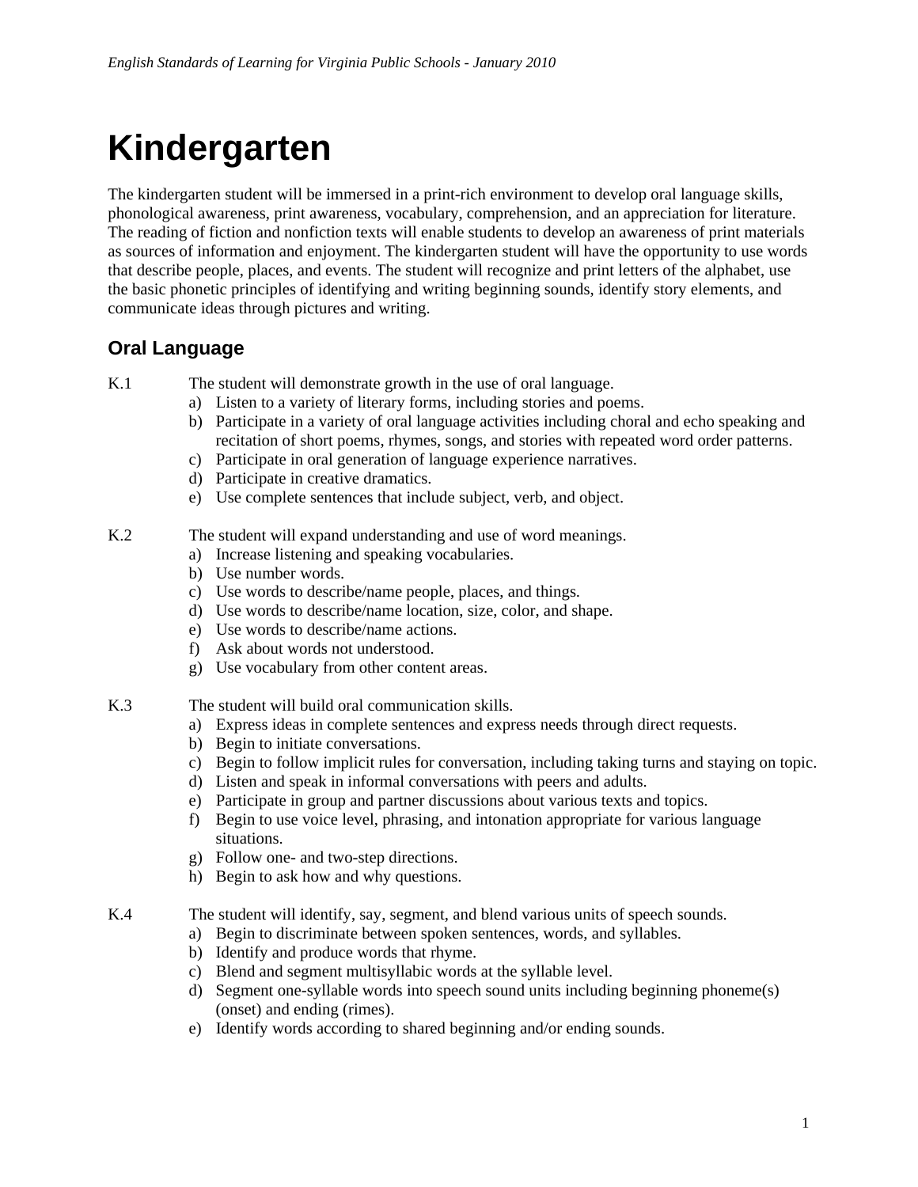# Kindergarten

The kindergarten student will be immersed in a print-rich environment to develop oral language skills, phonological awareness, print awareness, vocabulary, comprehension, and an appreciation for literature. The reading of fiction and nonfiction texts will enable students to develop an awareness of print materials as sources of information and enjoyment. The kindergarten student will have the opportunity to use words that describe people, places, and events. The student will recognize and print letters of the alphabet, use the basic phonetic principles of identifying and writing beginning sounds, identify story elements, and communicate ideas through pictures and writing.

## Oral Language

K.1 The student will demonstrate growth in the use of oral language.

a) Listen to a variety of literary forms, including stories and poems.
b) Participate in a variety of oral language activities including choral and echo speaking and recitation of short poems, rhymes, songs, and stories with repeated word order patterns.
c) Participate in oral generation of language experience narratives.
d) Participate in creative dramatics.
e) Use complete sentences that include subject, verb, and object.

K.2 The student will expand understanding and use of word meanings.

a) Increase listening and speaking vocabularies.
b) Use number words.
c) Use words to describe/name people, places, and things.
d) Use words to describe/name location, size, color, and shape.
e) Use words to describe/name actions.
f) Ask about words not understood.
g) Use vocabulary from other content areas.

K.3 The student will build oral communication skills.

a) Express ideas in complete sentences and express needs through direct requests.
b) Begin to initiate conversations.
c) Begin to follow implicit rules for conversation, including taking turns and staying on topic.
d) Listen and speak in informal conversations with peers and adults.
e) Participate in group and partner discussions about various texts and topics.
f) Begin to use voice level, phrasing, and intonation appropriate for various language situations.
g) Follow one- and two-step directions.
h) Begin to ask how and why questions.

K.4 The student will identify, say, segment, and blend various units of speech sounds.

a) Begin to discriminate between spoken sentences, words, and syllables.
b) Identify and produce words that rhyme.
c) Blend and segment multisyllabic words at the syllable level.
d) Segment one-syllable words into speech sound units including beginning phoneme(s) (onset) and ending (rimes).
e) Identify words according to shared beginning and/or ending sounds.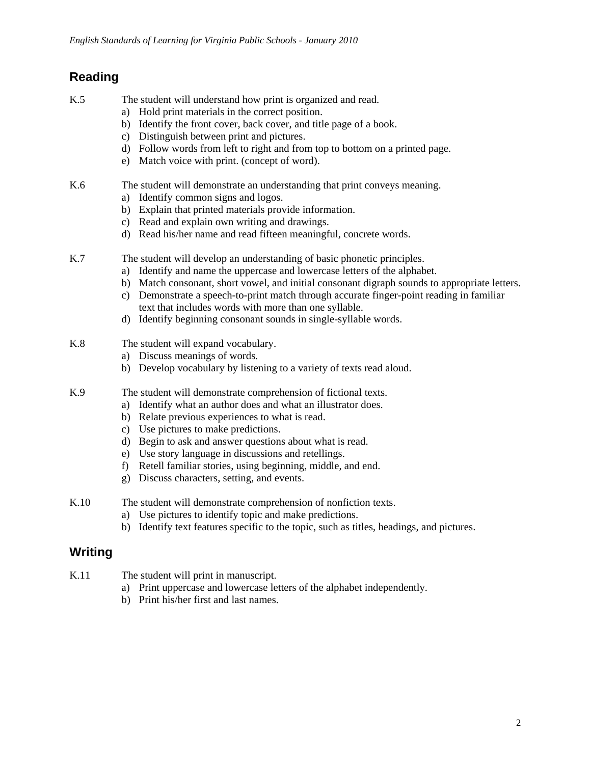## Reading

K.5 The student will understand how print is organized and read.

a) Hold print materials in the correct position.
b) Identify the front cover, back cover, and title page of a book.
c) Distinguish between print and pictures.
d) Follow words from left to right and from top to bottom on a printed page.
e) Match voice with print. (concept of word).

K.6 The student will demonstrate an understanding that print conveys meaning.

a) Identify common signs and logos.
b) Explain that printed materials provide information.
c) Read and explain own writing and drawings.
d) Read his/her name and read fifteen meaningful, concrete words.

K.7 The student will develop an understanding of basic phonetic principles.

a) Identify and name the uppercase and lowercase letters of the alphabet.
b) Match consonant, short vowel, and initial consonant digraph sounds to appropriate letters.
c) Demonstrate a speech-to-print match through accurate finger-point reading in familiar text that includes words with more than one syllable.
d) Identify beginning consonant sounds in single-syllable words.

K.8 The student will expand vocabulary.

a) Discuss meanings of words.
b) Develop vocabulary by listening to a variety of texts read aloud.

K.9 The student will demonstrate comprehension of fictional texts.

a) Identify what an author does and what an illustrator does.
b) Relate previous experiences to what is read.
c) Use pictures to make predictions.
d) Begin to ask and answer questions about what is read.
e) Use story language in discussions and retellings.
f) Retell familiar stories, using beginning, middle, and end.
g) Discuss characters, setting, and events.

K.10 The student will demonstrate comprehension of nonfiction texts.

a) Use pictures to identify topic and make predictions.
b) Identify text features specific to the topic, such as titles, headings, and pictures.

## Writing

K.11 The student will print in manuscript.

a) Print uppercase and lowercase letters of the alphabet independently.
b) Print his/her first and last names.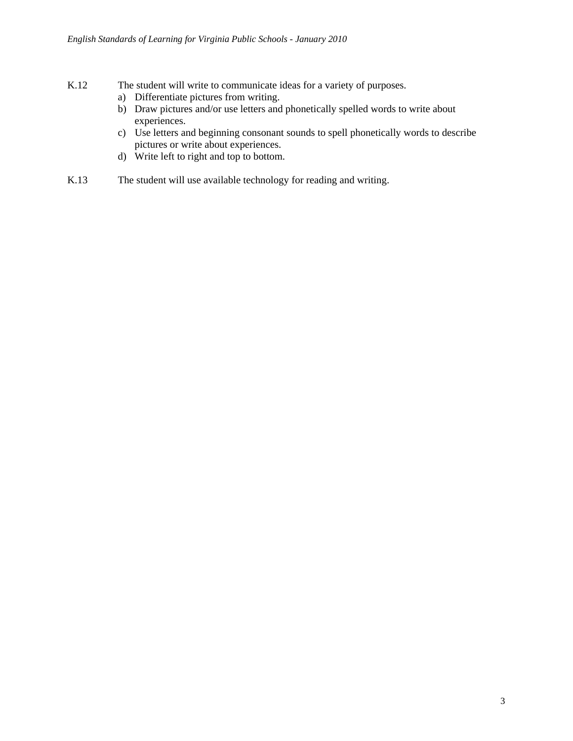K.12 The student will write to communicate ideas for a variety of purposes.

a) Differentiate pictures from writing.
b) Draw pictures and/or use letters and phonetically spelled words to write about experiences.
c) Use letters and beginning consonant sounds to spell phonetically words to describe pictures or write about experiences.
d) Write left to right and top to bottom.

K.13 The student will use available technology for reading and writing.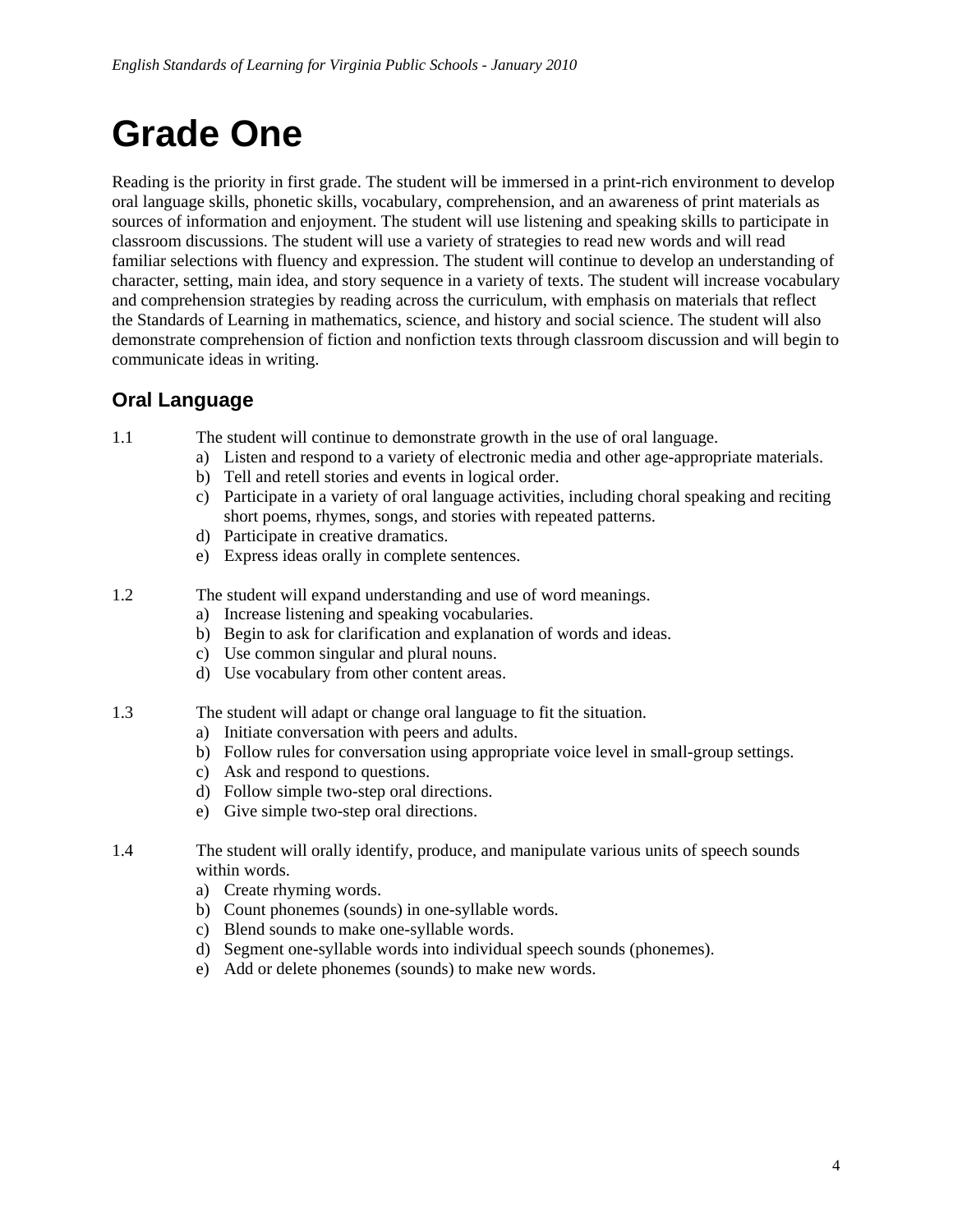# Grade One

Reading is the priority in first grade. The student will be immersed in a print-rich environment to develop oral language skills, phonetic skills, vocabulary, comprehension, and an awareness of print materials as sources of information and enjoyment. The student will use listening and speaking skills to participate in classroom discussions. The student will use a variety of strategies to read new words and will read familiar selections with fluency and expression. The student will continue to develop an understanding of character, setting, main idea, and story sequence in a variety of texts. The student will increase vocabulary and comprehension strategies by reading across the curriculum, with emphasis on materials that reflect the Standards of Learning in mathematics, science, and history and social science. The student will also demonstrate comprehension of fiction and nonfiction texts through classroom discussion and will begin to communicate ideas in writing.

## Oral Language

1.1 The student will continue to demonstrate growth in the use of oral language.

a) Listen and respond to a variety of electronic media and other age-appropriate materials.
b) Tell and retell stories and events in logical order.
c) Participate in a variety of oral language activities, including choral speaking and reciting short poems, rhymes, songs, and stories with repeated patterns.
d) Participate in creative dramatics.
e) Express ideas orally in complete sentences.

1.2 The student will expand understanding and use of word meanings.

a) Increase listening and speaking vocabularies.
b) Begin to ask for clarification and explanation of words and ideas.
c) Use common singular and plural nouns.
d) Use vocabulary from other content areas.

1.3 The student will adapt or change oral language to fit the situation.

a) Initiate conversation with peers and adults.
b) Follow rules for conversation using appropriate voice level in small-group settings.
c) Ask and respond to questions.
d) Follow simple two-step oral directions.
e) Give simple two-step oral directions.

1.4 The student will orally identify, produce, and manipulate various units of speech sounds within words.

a) Create rhyming words.
b) Count phonemes (sounds) in one-syllable words.
c) Blend sounds to make one-syllable words.
d) Segment one-syllable words into individual speech sounds (phonemes).
e) Add or delete phonemes (sounds) to make new words.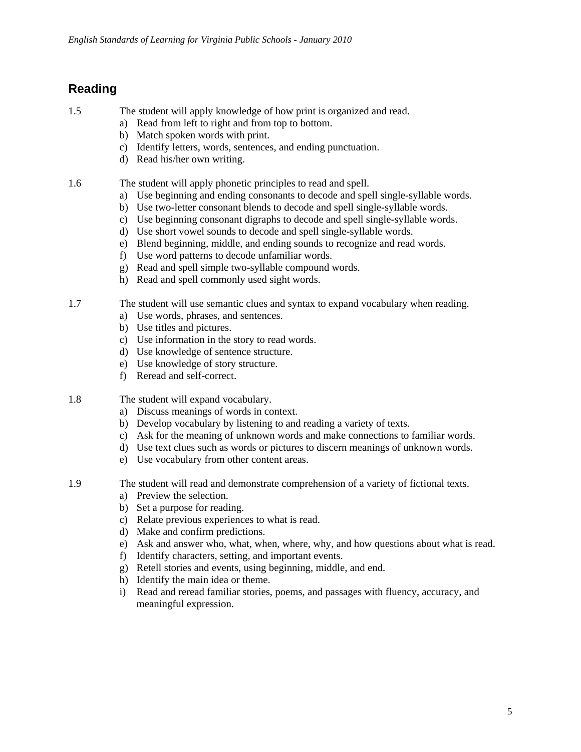## Reading

1.5 The student will apply knowledge of how print is organized and read.

a) Read from left to right and from top to bottom.
b) Match spoken words with print.
c) Identify letters, words, sentences, and ending punctuation.
d) Read his/her own writing.

1.6 The student will apply phonetic principles to read and spell.

a) Use beginning and ending consonants to decode and spell single-syllable words.
b) Use two-letter consonant blends to decode and spell single-syllable words.
c) Use beginning consonant digraphs to decode and spell single-syllable words.
d) Use short vowel sounds to decode and spell single-syllable words.
e) Blend beginning, middle, and ending sounds to recognize and read words.
f) Use word patterns to decode unfamiliar words.
g) Read and spell simple two-syllable compound words.
h) Read and spell commonly used sight words.

1.7 The student will use semantic clues and syntax to expand vocabulary when reading.

a) Use words, phrases, and sentences.
b) Use titles and pictures.
c) Use information in the story to read words.
d) Use knowledge of sentence structure.
e) Use knowledge of story structure.
f) Reread and self-correct.

1.8 The student will expand vocabulary.

a) Discuss meanings of words in context.
b) Develop vocabulary by listening to and reading a variety of texts.
c) Ask for the meaning of unknown words and make connections to familiar words.
d) Use text clues such as words or pictures to discern meanings of unknown words.
e) Use vocabulary from other content areas.

1.9 The student will read and demonstrate comprehension of a variety of fictional texts.

a) Preview the selection.
b) Set a purpose for reading.
c) Relate previous experiences to what is read.
d) Make and confirm predictions.
e) Ask and answer who, what, when, where, why, and how questions about what is read.
f) Identify characters, setting, and important events.
g) Retell stories and events, using beginning, middle, and end.
h) Identify the main idea or theme.
i) Read and reread familiar stories, poems, and passages with fluency, accuracy, and meaningful expression.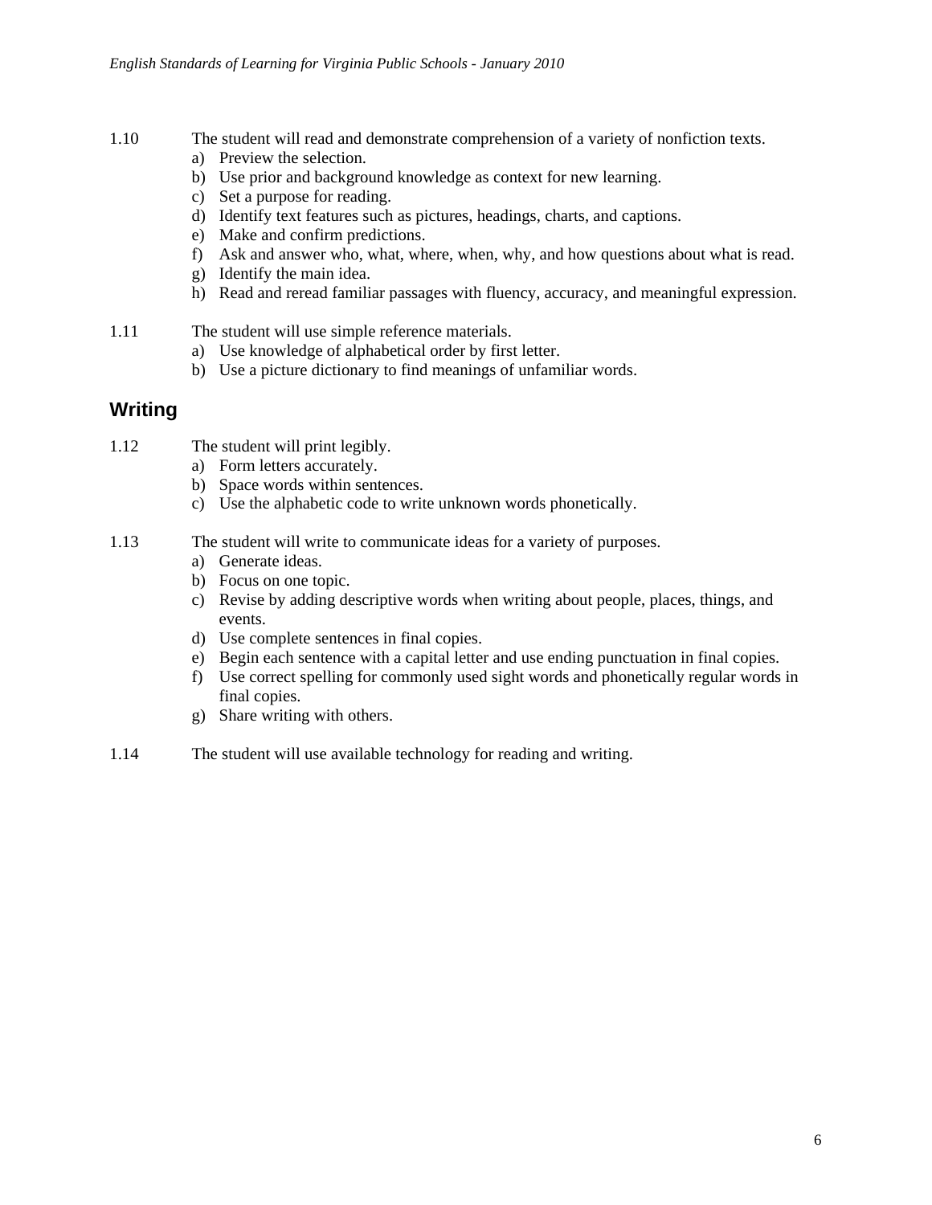1.10 The student will read and demonstrate comprehension of a variety of nonfiction texts.

a) Preview the selection.
b) Use prior and background knowledge as context for new learning.
c) Set a purpose for reading.
d) Identify text features such as pictures, headings, charts, and captions.
e) Make and confirm predictions.
f) Ask and answer who, what, where, when, why, and how questions about what is read.
g) Identify the main idea.
h) Read and reread familiar passages with fluency, accuracy, and meaningful expression.

1.11 The student will use simple reference materials.

a) Use knowledge of alphabetical order by first letter.
b) Use a picture dictionary to find meanings of unfamiliar words.

## Writing

1.12 The student will print legibly.

a) Form letters accurately.
b) Space words within sentences.
c) Use the alphabetic code to write unknown words phonetically.

1.13 The student will write to communicate ideas for a variety of purposes.

a) Generate ideas.
b) Focus on one topic.
c) Revise by adding descriptive words when writing about people, places, things, and events.
d) Use complete sentences in final copies.
e) Begin each sentence with a capital letter and use ending punctuation in final copies.
f) Use correct spelling for commonly used sight words and phonetically regular words in final copies.
g) Share writing with others.

1.14 The student will use available technology for reading and writing.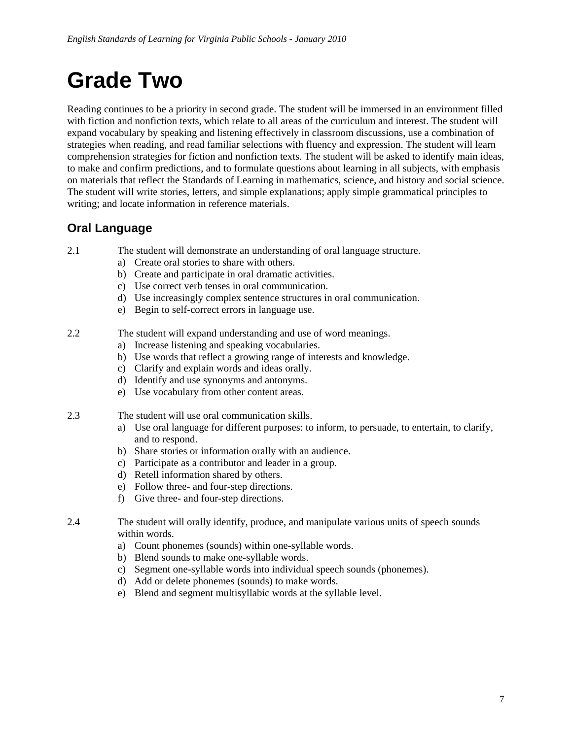# Grade Two

Reading continues to be a priority in second grade. The student will be immersed in an environment filled with fiction and nonfiction texts, which relate to all areas of the curriculum and interest. The student will expand vocabulary by speaking and listening effectively in classroom discussions, use a combination of strategies when reading, and read familiar selections with fluency and expression. The student will learn comprehension strategies for fiction and nonfiction texts. The student will be asked to identify main ideas, to make and confirm predictions, and to formulate questions about learning in all subjects, with emphasis on materials that reflect the Standards of Learning in mathematics, science, and history and social science. The student will write stories, letters, and simple explanations; apply simple grammatical principles to writing; and locate information in reference materials.

## Oral Language

2.1 The student will demonstrate an understanding of oral language structure.

a) Create oral stories to share with others.
b) Create and participate in oral dramatic activities.
c) Use correct verb tenses in oral communication.
d) Use increasingly complex sentence structures in oral communication.
e) Begin to self-correct errors in language use.

2.2 The student will expand understanding and use of word meanings.

a) Increase listening and speaking vocabularies.
b) Use words that reflect a growing range of interests and knowledge.
c) Clarify and explain words and ideas orally.
d) Identify and use synonyms and antonyms.
e) Use vocabulary from other content areas.

2.3 The student will use oral communication skills.

a) Use oral language for different purposes: to inform, to persuade, to entertain, to clarify, and to respond.
b) Share stories or information orally with an audience.
c) Participate as a contributor and leader in a group.
d) Retell information shared by others.
e) Follow three- and four-step directions.
f) Give three- and four-step directions.

2.4 The student will orally identify, produce, and manipulate various units of speech sounds within words.

a) Count phonemes (sounds) within one-syllable words.
b) Blend sounds to make one-syllable words.
c) Segment one-syllable words into individual speech sounds (phonemes).
d) Add or delete phonemes (sounds) to make words.
e) Blend and segment multisyllabic words at the syllable level.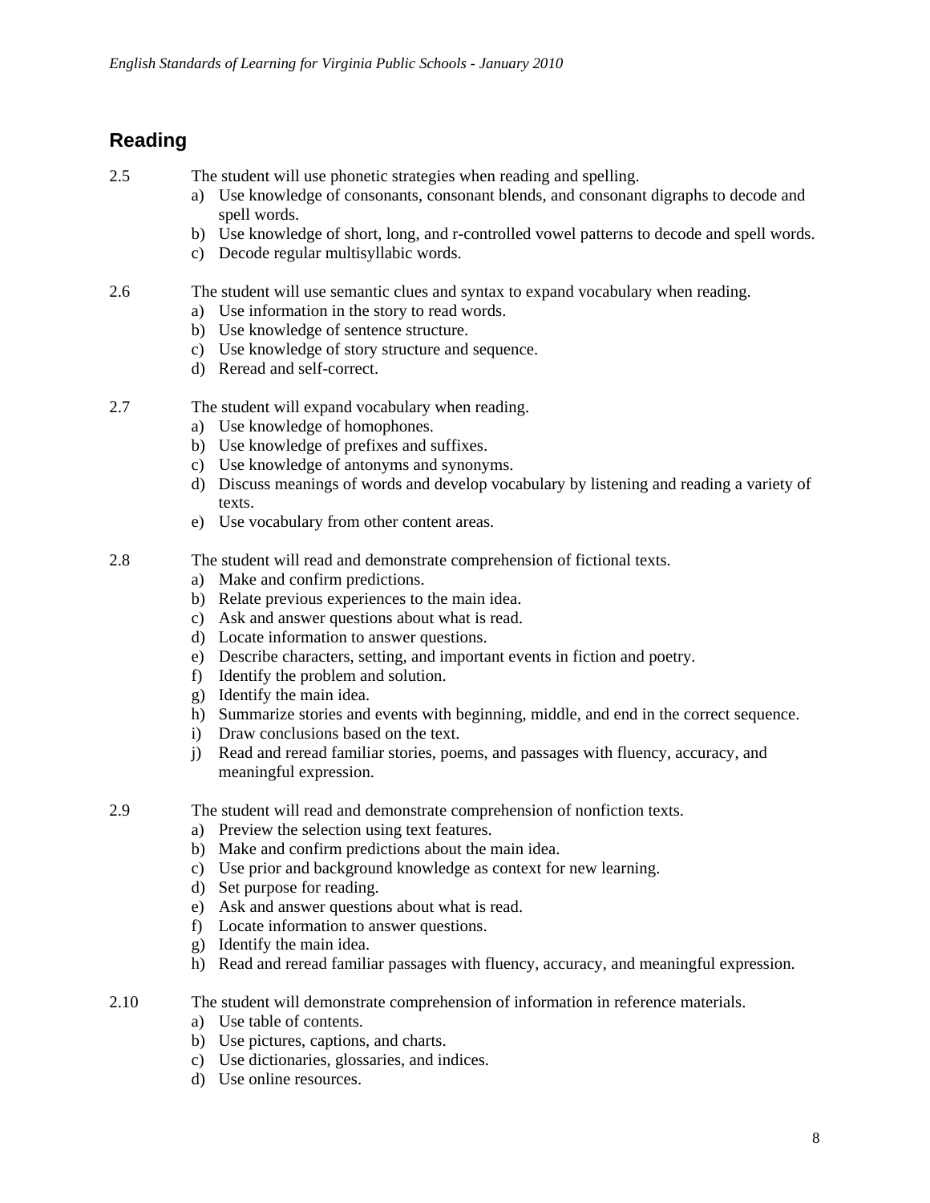## Reading

2.5 The student will use phonetic strategies when reading and spelling.

a) Use knowledge of consonants, consonant blends, and consonant digraphs to decode and spell words.
b) Use knowledge of short, long, and r-controlled vowel patterns to decode and spell words.
c) Decode regular multisyllabic words.

2.6 The student will use semantic clues and syntax to expand vocabulary when reading.

a) Use information in the story to read words.
b) Use knowledge of sentence structure.
c) Use knowledge of story structure and sequence.
d) Reread and self-correct.

2.7 The student will expand vocabulary when reading.

a) Use knowledge of homophones.
b) Use knowledge of prefixes and suffixes.
c) Use knowledge of antonyms and synonyms.
d) Discuss meanings of words and develop vocabulary by listening and reading a variety of texts.
e) Use vocabulary from other content areas.

2.8 The student will read and demonstrate comprehension of fictional texts.

a) Make and confirm predictions.
b) Relate previous experiences to the main idea.
c) Ask and answer questions about what is read.
d) Locate information to answer questions.
e) Describe characters, setting, and important events in fiction and poetry.
f) Identify the problem and solution.
g) Identify the main idea.
h) Summarize stories and events with beginning, middle, and end in the correct sequence.
i) Draw conclusions based on the text.
j) Read and reread familiar stories, poems, and passages with fluency, accuracy, and meaningful expression.

2.9 The student will read and demonstrate comprehension of nonfiction texts.

a) Preview the selection using text features.
b) Make and confirm predictions about the main idea.
c) Use prior and background knowledge as context for new learning.
d) Set purpose for reading.
e) Ask and answer questions about what is read.
f) Locate information to answer questions.
g) Identify the main idea.
h) Read and reread familiar passages with fluency, accuracy, and meaningful expression.

2.10 The student will demonstrate comprehension of information in reference materials.

a) Use table of contents.
b) Use pictures, captions, and charts.
c) Use dictionaries, glossaries, and indices.
d) Use online resources.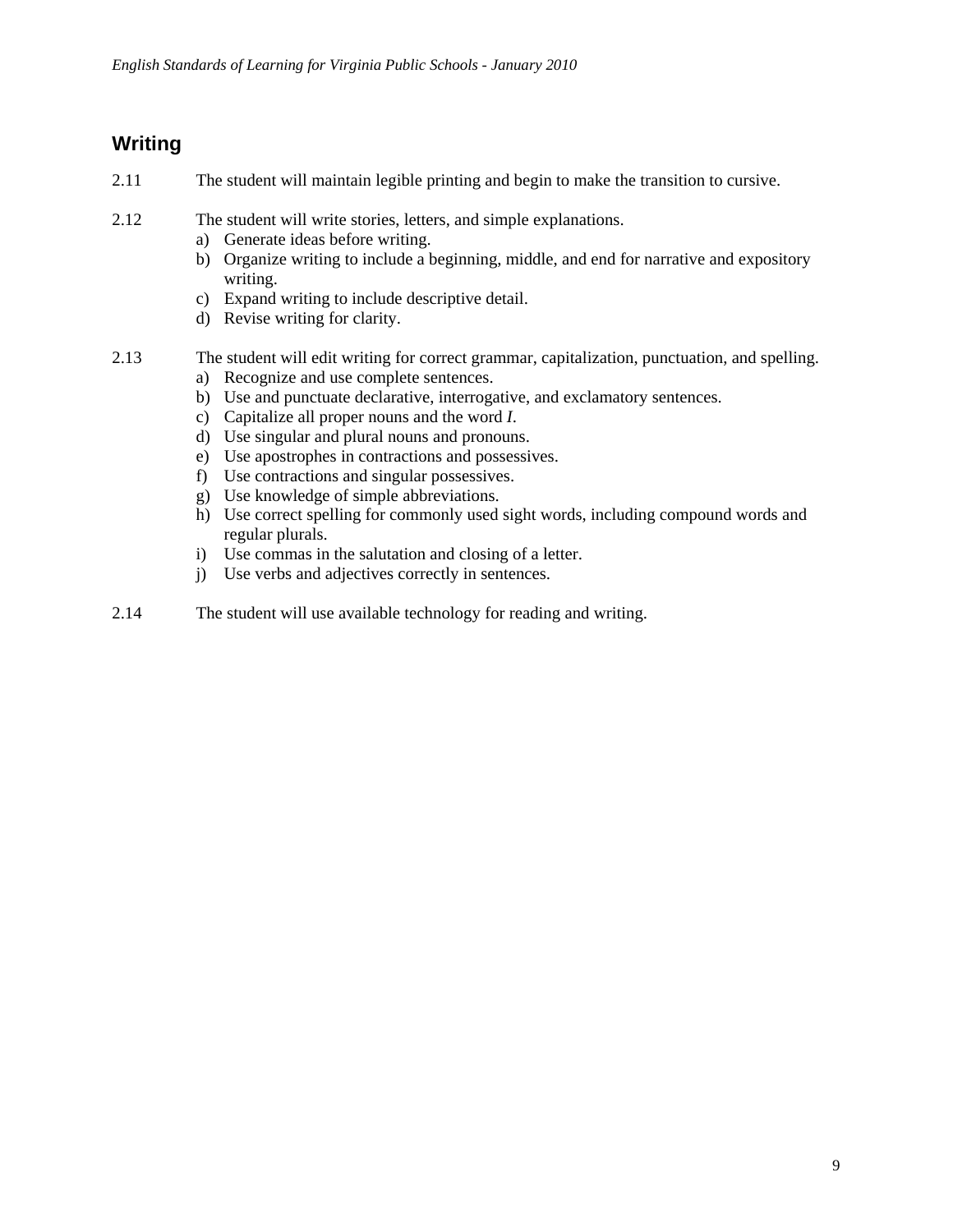## Writing

2.11 The student will maintain legible printing and begin to make the transition to cursive.

2.12 The student will write stories, letters, and simple explanations.

a) Generate ideas before writing.
b) Organize writing to include a beginning, middle, and end for narrative and expository writing.
c) Expand writing to include descriptive detail.
d) Revise writing for clarity.

2.13 The student will edit writing for correct grammar, capitalization, punctuation, and spelling.

a) Recognize and use complete sentences.
b) Use and punctuate declarative, interrogative, and exclamatory sentences.
c) Capitalize all proper nouns and the word *I*.
d) Use singular and plural nouns and pronouns.
e) Use apostrophes in contractions and possessives.
f) Use contractions and singular possessives.
g) Use knowledge of simple abbreviations.
h) Use correct spelling for commonly used sight words, including compound words and regular plurals.
i) Use commas in the salutation and closing of a letter.
j) Use verbs and adjectives correctly in sentences.

2.14 The student will use available technology for reading and writing.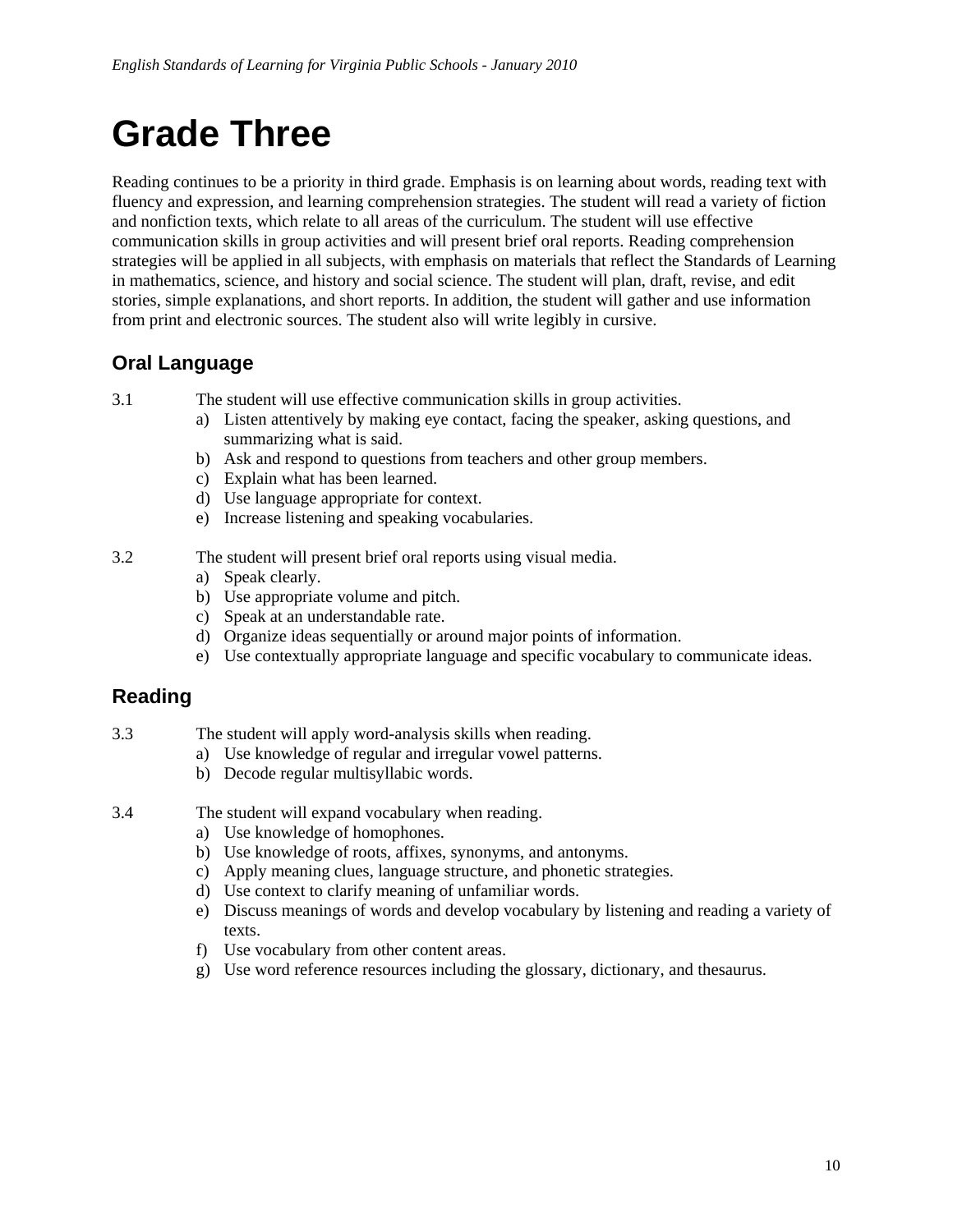# Grade Three

Reading continues to be a priority in third grade. Emphasis is on learning about words, reading text with fluency and expression, and learning comprehension strategies. The student will read a variety of fiction and nonfiction texts, which relate to all areas of the curriculum. The student will use effective communication skills in group activities and will present brief oral reports. Reading comprehension strategies will be applied in all subjects, with emphasis on materials that reflect the Standards of Learning in mathematics, science, and history and social science. The student will plan, draft, revise, and edit stories, simple explanations, and short reports. In addition, the student will gather and use information from print and electronic sources. The student also will write legibly in cursive.

## Oral Language

3.1 The student will use effective communication skills in group activities.

a) Listen attentively by making eye contact, facing the speaker, asking questions, and summarizing what is said.
b) Ask and respond to questions from teachers and other group members.
c) Explain what has been learned.
d) Use language appropriate for context.
e) Increase listening and speaking vocabularies.

3.2 The student will present brief oral reports using visual media.

a) Speak clearly.
b) Use appropriate volume and pitch.
c) Speak at an understandable rate.
d) Organize ideas sequentially or around major points of information.
e) Use contextually appropriate language and specific vocabulary to communicate ideas.

## Reading

3.3 The student will apply word-analysis skills when reading.

a) Use knowledge of regular and irregular vowel patterns.
b) Decode regular multisyllabic words.

3.4 The student will expand vocabulary when reading.

a) Use knowledge of homophones.
b) Use knowledge of roots, affixes, synonyms, and antonyms.
c) Apply meaning clues, language structure, and phonetic strategies.
d) Use context to clarify meaning of unfamiliar words.
e) Discuss meanings of words and develop vocabulary by listening and reading a variety of texts.
f) Use vocabulary from other content areas.
g) Use word reference resources including the glossary, dictionary, and thesaurus.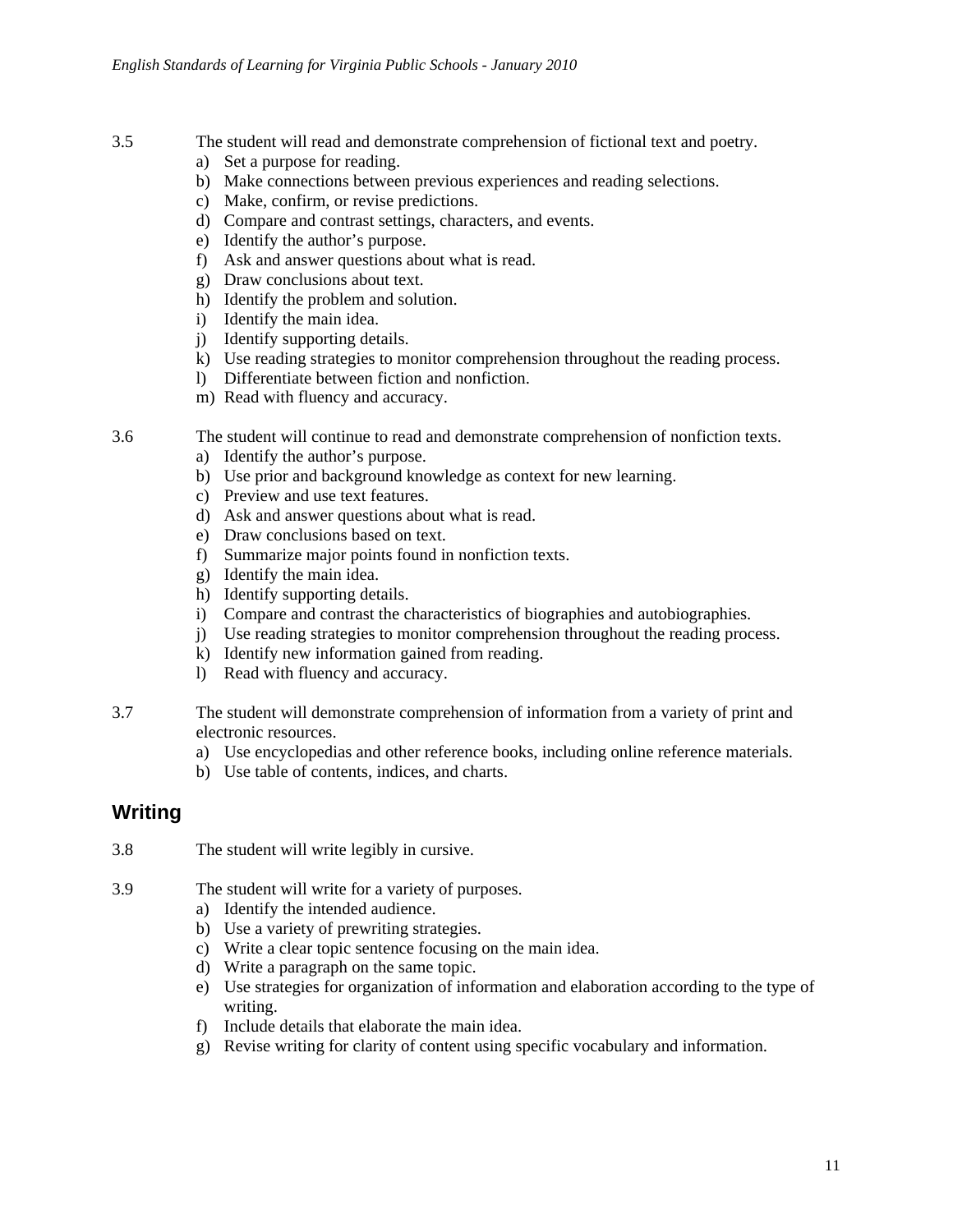3.5 The student will read and demonstrate comprehension of fictional text and poetry.

a) Set a purpose for reading.
b) Make connections between previous experiences and reading selections.
c) Make, confirm, or revise predictions.
d) Compare and contrast settings, characters, and events.
e) Identify the author's purpose.
f) Ask and answer questions about what is read.
g) Draw conclusions about text.
h) Identify the problem and solution.
i) Identify the main idea.
j) Identify supporting details.
k) Use reading strategies to monitor comprehension throughout the reading process.
l) Differentiate between fiction and nonfiction.
m) Read with fluency and accuracy.

3.6 The student will continue to read and demonstrate comprehension of nonfiction texts.

a) Identify the author's purpose.
b) Use prior and background knowledge as context for new learning.
c) Preview and use text features.
d) Ask and answer questions about what is read.
e) Draw conclusions based on text.
f) Summarize major points found in nonfiction texts.
g) Identify the main idea.
h) Identify supporting details.
i) Compare and contrast the characteristics of biographies and autobiographies.
j) Use reading strategies to monitor comprehension throughout the reading process.
k) Identify new information gained from reading.
l) Read with fluency and accuracy.

3.7 The student will demonstrate comprehension of information from a variety of print and electronic resources.

a) Use encyclopedias and other reference books, including online reference materials.
b) Use table of contents, indices, and charts.

## Writing

3.8 The student will write legibly in cursive.

3.9 The student will write for a variety of purposes.

a) Identify the intended audience.
b) Use a variety of prewriting strategies.
c) Write a clear topic sentence focusing on the main idea.
d) Write a paragraph on the same topic.
e) Use strategies for organization of information and elaboration according to the type of writing.
f) Include details that elaborate the main idea.
g) Revise writing for clarity of content using specific vocabulary and information.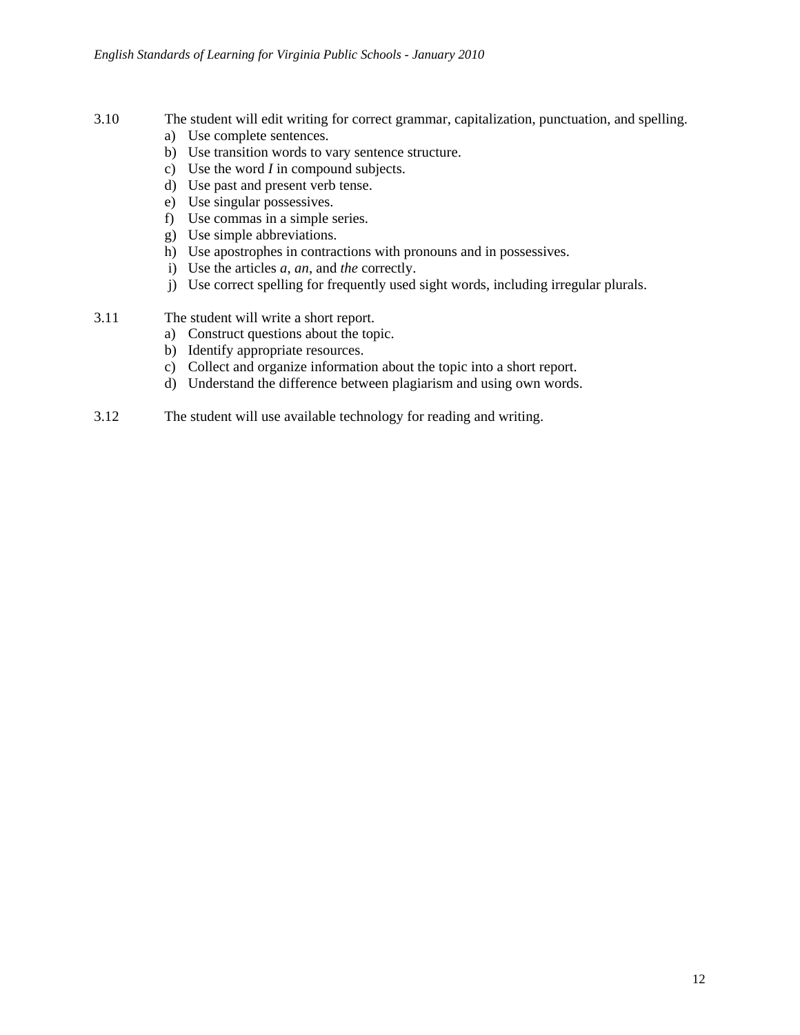3.10 The student will edit writing for correct grammar, capitalization, punctuation, and spelling.

a) Use complete sentences.
b) Use transition words to vary sentence structure.
c) Use the word *I* in compound subjects.
d) Use past and present verb tense.
e) Use singular possessives.
f) Use commas in a simple series.
g) Use simple abbreviations.
h) Use apostrophes in contractions with pronouns and in possessives.
i) Use the articles *a*, *an*, and *the* correctly.
j) Use correct spelling for frequently used sight words, including irregular plurals.

3.11 The student will write a short report.

a) Construct questions about the topic.
b) Identify appropriate resources.
c) Collect and organize information about the topic into a short report.
d) Understand the difference between plagiarism and using own words.

3.12 The student will use available technology for reading and writing.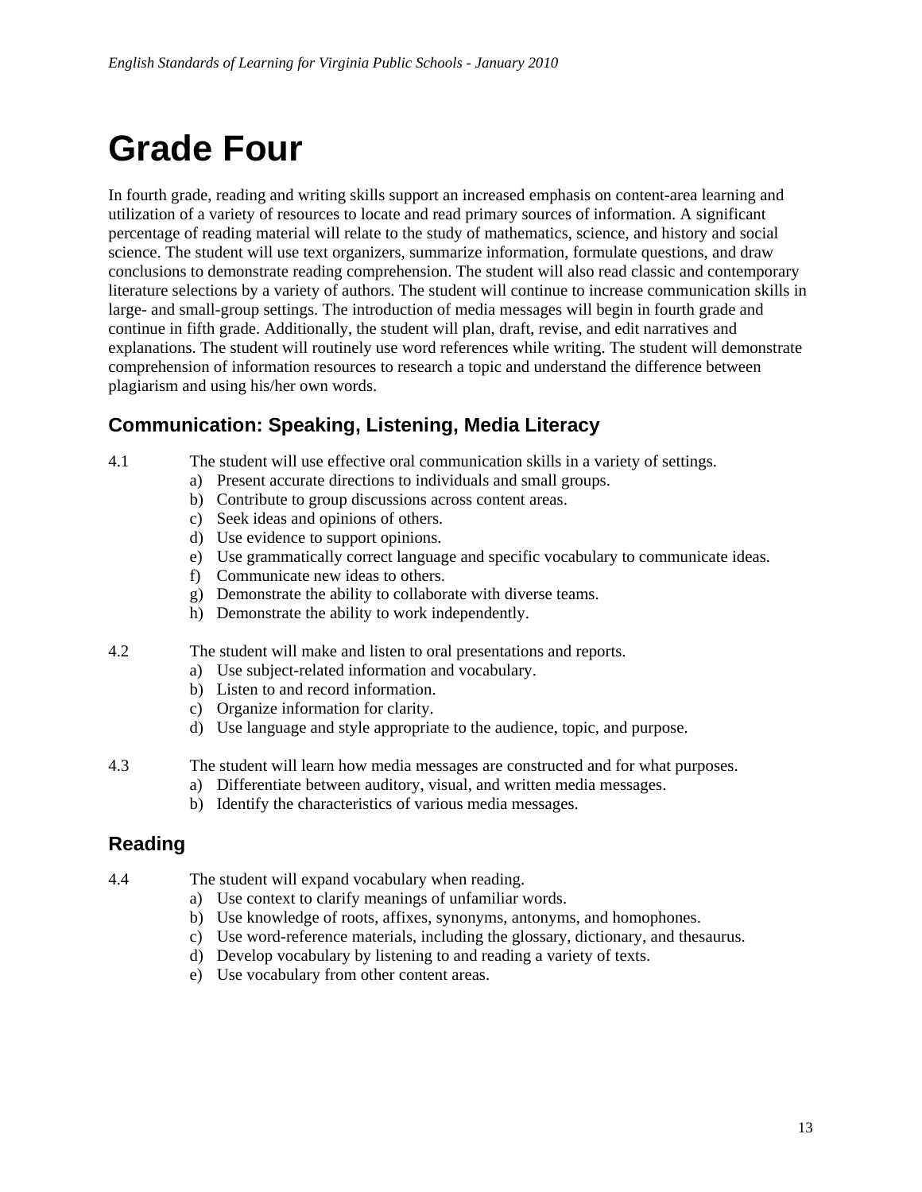# Grade Four

In fourth grade, reading and writing skills support an increased emphasis on content-area learning and utilization of a variety of resources to locate and read primary sources of information. A significant percentage of reading material will relate to the study of mathematics, science, and history and social science. The student will use text organizers, summarize information, formulate questions, and draw conclusions to demonstrate reading comprehension. The student will also read classic and contemporary literature selections by a variety of authors. The student will continue to increase communication skills in large- and small-group settings. The introduction of media messages will begin in fourth grade and continue in fifth grade. Additionally, the student will plan, draft, revise, and edit narratives and explanations. The student will routinely use word references while writing. The student will demonstrate comprehension of information resources to research a topic and understand the difference between plagiarism and using his/her own words.

## Communication: Speaking, Listening, Media Literacy

4.1 The student will use effective oral communication skills in a variety of settings.

a) Present accurate directions to individuals and small groups.
b) Contribute to group discussions across content areas.
c) Seek ideas and opinions of others.
d) Use evidence to support opinions.
e) Use grammatically correct language and specific vocabulary to communicate ideas.
f) Communicate new ideas to others.
g) Demonstrate the ability to collaborate with diverse teams.
h) Demonstrate the ability to work independently.

4.2 The student will make and listen to oral presentations and reports.

a) Use subject-related information and vocabulary.
b) Listen to and record information.
c) Organize information for clarity.
d) Use language and style appropriate to the audience, topic, and purpose.

4.3 The student will learn how media messages are constructed and for what purposes.

a) Differentiate between auditory, visual, and written media messages.
b) Identify the characteristics of various media messages.

## Reading

4.4 The student will expand vocabulary when reading.

a) Use context to clarify meanings of unfamiliar words.
b) Use knowledge of roots, affixes, synonyms, antonyms, and homophones.
c) Use word-reference materials, including the glossary, dictionary, and thesaurus.
d) Develop vocabulary by listening to and reading a variety of texts.
e) Use vocabulary from other content areas.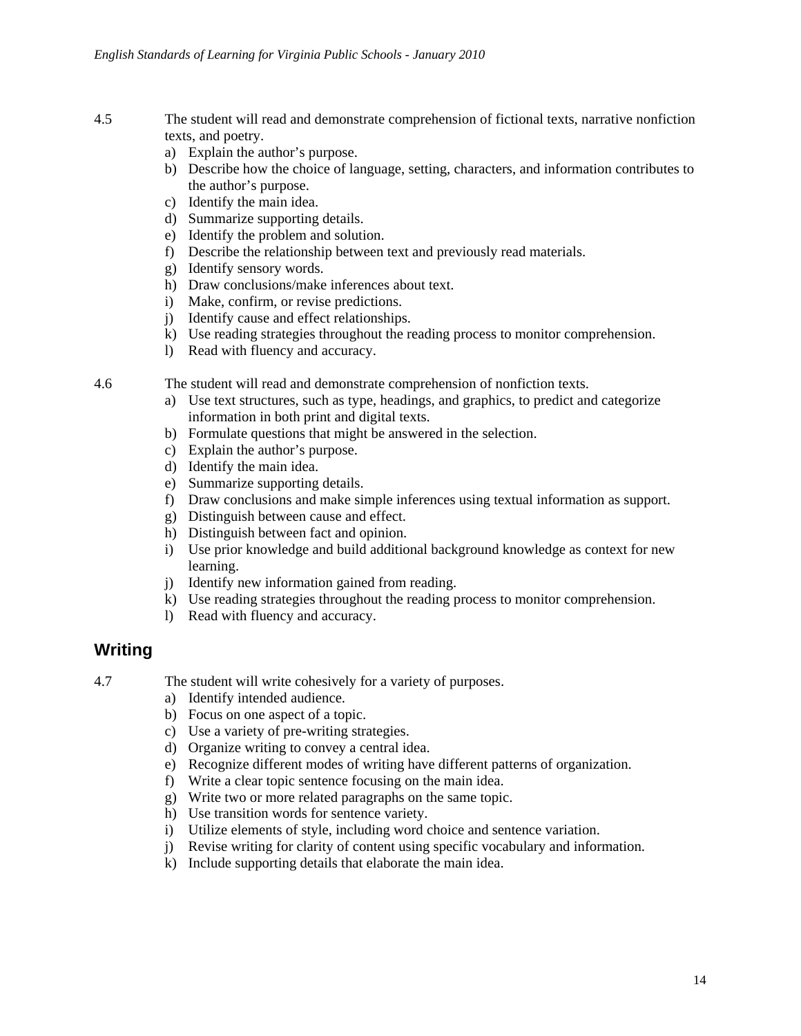4.5 The student will read and demonstrate comprehension of fictional texts, narrative nonfiction texts, and poetry.

a) Explain the author's purpose.
b) Describe how the choice of language, setting, characters, and information contributes to the author's purpose.
c) Identify the main idea.
d) Summarize supporting details.
e) Identify the problem and solution.
f) Describe the relationship between text and previously read materials.
g) Identify sensory words.
h) Draw conclusions/make inferences about text.
i) Make, confirm, or revise predictions.
j) Identify cause and effect relationships.
k) Use reading strategies throughout the reading process to monitor comprehension.
l) Read with fluency and accuracy.

4.6 The student will read and demonstrate comprehension of nonfiction texts.

a) Use text structures, such as type, headings, and graphics, to predict and categorize information in both print and digital texts.
b) Formulate questions that might be answered in the selection.
c) Explain the author's purpose.
d) Identify the main idea.
e) Summarize supporting details.
f) Draw conclusions and make simple inferences using textual information as support.
g) Distinguish between cause and effect.
h) Distinguish between fact and opinion.
i) Use prior knowledge and build additional background knowledge as context for new learning.
j) Identify new information gained from reading.
k) Use reading strategies throughout the reading process to monitor comprehension.
l) Read with fluency and accuracy.

## Writing

4.7 The student will write cohesively for a variety of purposes.

a) Identify intended audience.
b) Focus on one aspect of a topic.
c) Use a variety of pre-writing strategies.
d) Organize writing to convey a central idea.
e) Recognize different modes of writing have different patterns of organization.
f) Write a clear topic sentence focusing on the main idea.
g) Write two or more related paragraphs on the same topic.
h) Use transition words for sentence variety.
i) Utilize elements of style, including word choice and sentence variation.
j) Revise writing for clarity of content using specific vocabulary and information.
k) Include supporting details that elaborate the main idea.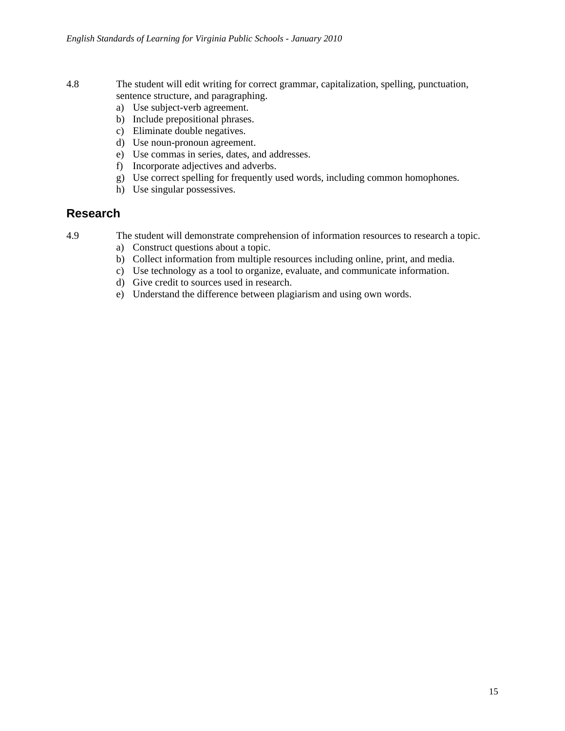4.8 The student will edit writing for correct grammar, capitalization, spelling, punctuation, sentence structure, and paragraphing.

a) Use subject-verb agreement.
b) Include prepositional phrases.
c) Eliminate double negatives.
d) Use noun-pronoun agreement.
e) Use commas in series, dates, and addresses.
f) Incorporate adjectives and adverbs.
g) Use correct spelling for frequently used words, including common homophones.
h) Use singular possessives.

## Research

4.9 The student will demonstrate comprehension of information resources to research a topic.

a) Construct questions about a topic.
b) Collect information from multiple resources including online, print, and media.
c) Use technology as a tool to organize, evaluate, and communicate information.
d) Give credit to sources used in research.
e) Understand the difference between plagiarism and using own words.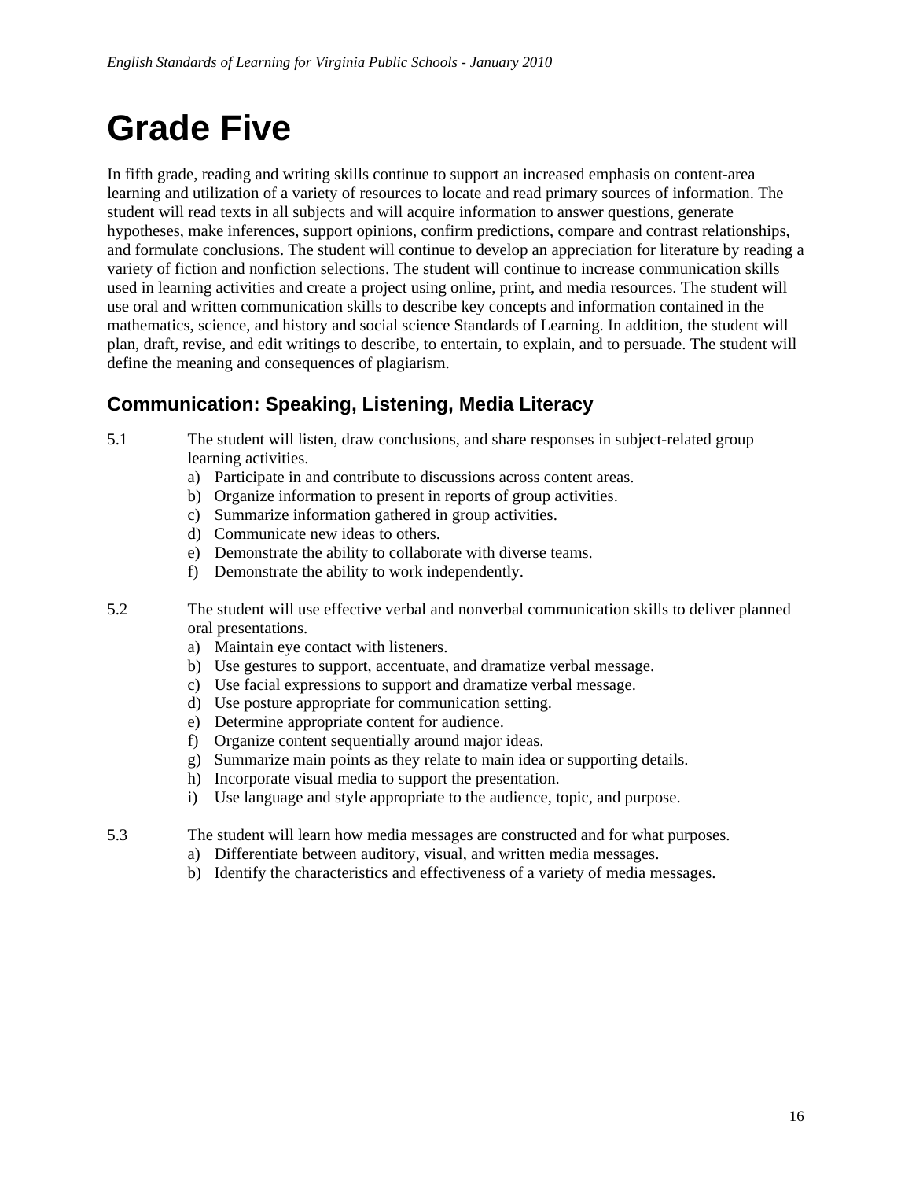# Grade Five

In fifth grade, reading and writing skills continue to support an increased emphasis on content-area learning and utilization of a variety of resources to locate and read primary sources of information. The student will read texts in all subjects and will acquire information to answer questions, generate hypotheses, make inferences, support opinions, confirm predictions, compare and contrast relationships, and formulate conclusions. The student will continue to develop an appreciation for literature by reading a variety of fiction and nonfiction selections. The student will continue to increase communication skills used in learning activities and create a project using online, print, and media resources. The student will use oral and written communication skills to describe key concepts and information contained in the mathematics, science, and history and social science Standards of Learning. In addition, the student will plan, draft, revise, and edit writings to describe, to entertain, to explain, and to persuade. The student will define the meaning and consequences of plagiarism.

## Communication: Speaking, Listening, Media Literacy

5.1 The student will listen, draw conclusions, and share responses in subject-related group learning activities.
- a) Participate in and contribute to discussions across content areas.
- b) Organize information to present in reports of group activities.
- c) Summarize information gathered in group activities.
- d) Communicate new ideas to others.
- e) Demonstrate the ability to collaborate with diverse teams.
- f) Demonstrate the ability to work independently.

5.2 The student will use effective verbal and nonverbal communication skills to deliver planned oral presentations.
- a) Maintain eye contact with listeners.
- b) Use gestures to support, accentuate, and dramatize verbal message.
- c) Use facial expressions to support and dramatize verbal message.
- d) Use posture appropriate for communication setting.
- e) Determine appropriate content for audience.
- f) Organize content sequentially around major ideas.
- g) Summarize main points as they relate to main idea or supporting details.
- h) Incorporate visual media to support the presentation.
- i) Use language and style appropriate to the audience, topic, and purpose.

5.3 The student will learn how media messages are constructed and for what purposes.
- a) Differentiate between auditory, visual, and written media messages.
- b) Identify the characteristics and effectiveness of a variety of media messages.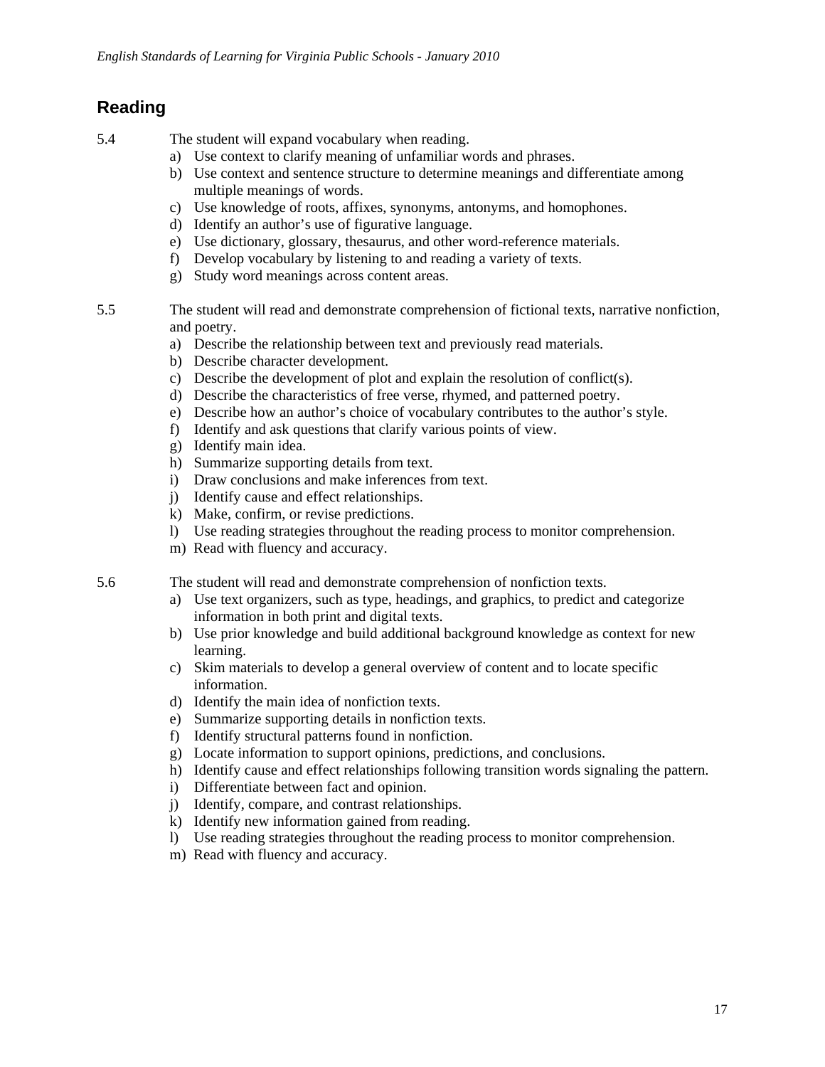## Reading

5.4 The student will expand vocabulary when reading.

a) Use context to clarify meaning of unfamiliar words and phrases.
b) Use context and sentence structure to determine meanings and differentiate among multiple meanings of words.
c) Use knowledge of roots, affixes, synonyms, antonyms, and homophones.
d) Identify an author's use of figurative language.
e) Use dictionary, glossary, thesaurus, and other word-reference materials.
f) Develop vocabulary by listening to and reading a variety of texts.
g) Study word meanings across content areas.

5.5 The student will read and demonstrate comprehension of fictional texts, narrative nonfiction, and poetry.

a) Describe the relationship between text and previously read materials.
b) Describe character development.
c) Describe the development of plot and explain the resolution of conflict(s).
d) Describe the characteristics of free verse, rhymed, and patterned poetry.
e) Describe how an author's choice of vocabulary contributes to the author's style.
f) Identify and ask questions that clarify various points of view.
g) Identify main idea.
h) Summarize supporting details from text.
i) Draw conclusions and make inferences from text.
j) Identify cause and effect relationships.
k) Make, confirm, or revise predictions.
l) Use reading strategies throughout the reading process to monitor comprehension.
m) Read with fluency and accuracy.

5.6 The student will read and demonstrate comprehension of nonfiction texts.

a) Use text organizers, such as type, headings, and graphics, to predict and categorize information in both print and digital texts.
b) Use prior knowledge and build additional background knowledge as context for new learning.
c) Skim materials to develop a general overview of content and to locate specific information.
d) Identify the main idea of nonfiction texts.
e) Summarize supporting details in nonfiction texts.
f) Identify structural patterns found in nonfiction.
g) Locate information to support opinions, predictions, and conclusions.
h) Identify cause and effect relationships following transition words signaling the pattern.
i) Differentiate between fact and opinion.
j) Identify, compare, and contrast relationships.
k) Identify new information gained from reading.
l) Use reading strategies throughout the reading process to monitor comprehension.
m) Read with fluency and accuracy.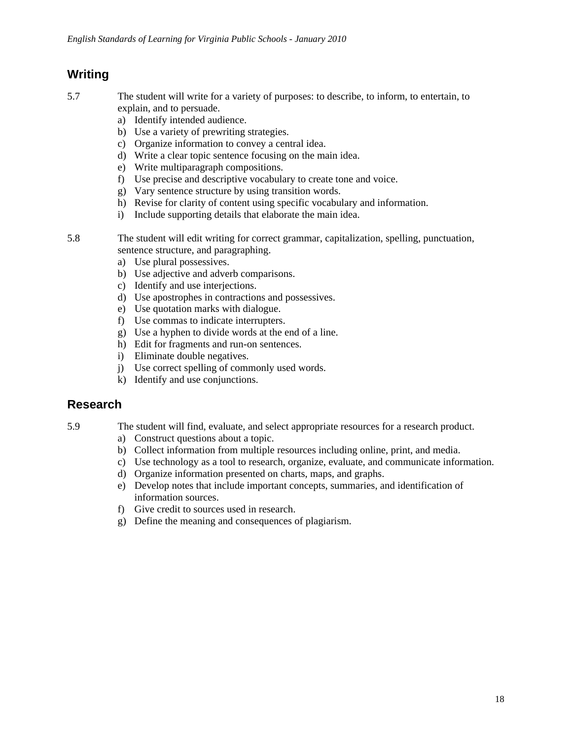## Writing

5.7 The student will write for a variety of purposes: to describe, to inform, to entertain, to explain, and to persuade.

a) Identify intended audience.
b) Use a variety of prewriting strategies.
c) Organize information to convey a central idea.
d) Write a clear topic sentence focusing on the main idea.
e) Write multiparagraph compositions.
f) Use precise and descriptive vocabulary to create tone and voice.
g) Vary sentence structure by using transition words.
h) Revise for clarity of content using specific vocabulary and information.
i) Include supporting details that elaborate the main idea.

5.8 The student will edit writing for correct grammar, capitalization, spelling, punctuation, sentence structure, and paragraphing.

a) Use plural possessives.
b) Use adjective and adverb comparisons.
c) Identify and use interjections.
d) Use apostrophes in contractions and possessives.
e) Use quotation marks with dialogue.
f) Use commas to indicate interrupters.
g) Use a hyphen to divide words at the end of a line.
h) Edit for fragments and run-on sentences.
i) Eliminate double negatives.
j) Use correct spelling of commonly used words.
k) Identify and use conjunctions.

## Research

5.9 The student will find, evaluate, and select appropriate resources for a research product.

a) Construct questions about a topic.
b) Collect information from multiple resources including online, print, and media.
c) Use technology as a tool to research, organize, evaluate, and communicate information.
d) Organize information presented on charts, maps, and graphs.
e) Develop notes that include important concepts, summaries, and identification of information sources.
f) Give credit to sources used in research.
g) Define the meaning and consequences of plagiarism.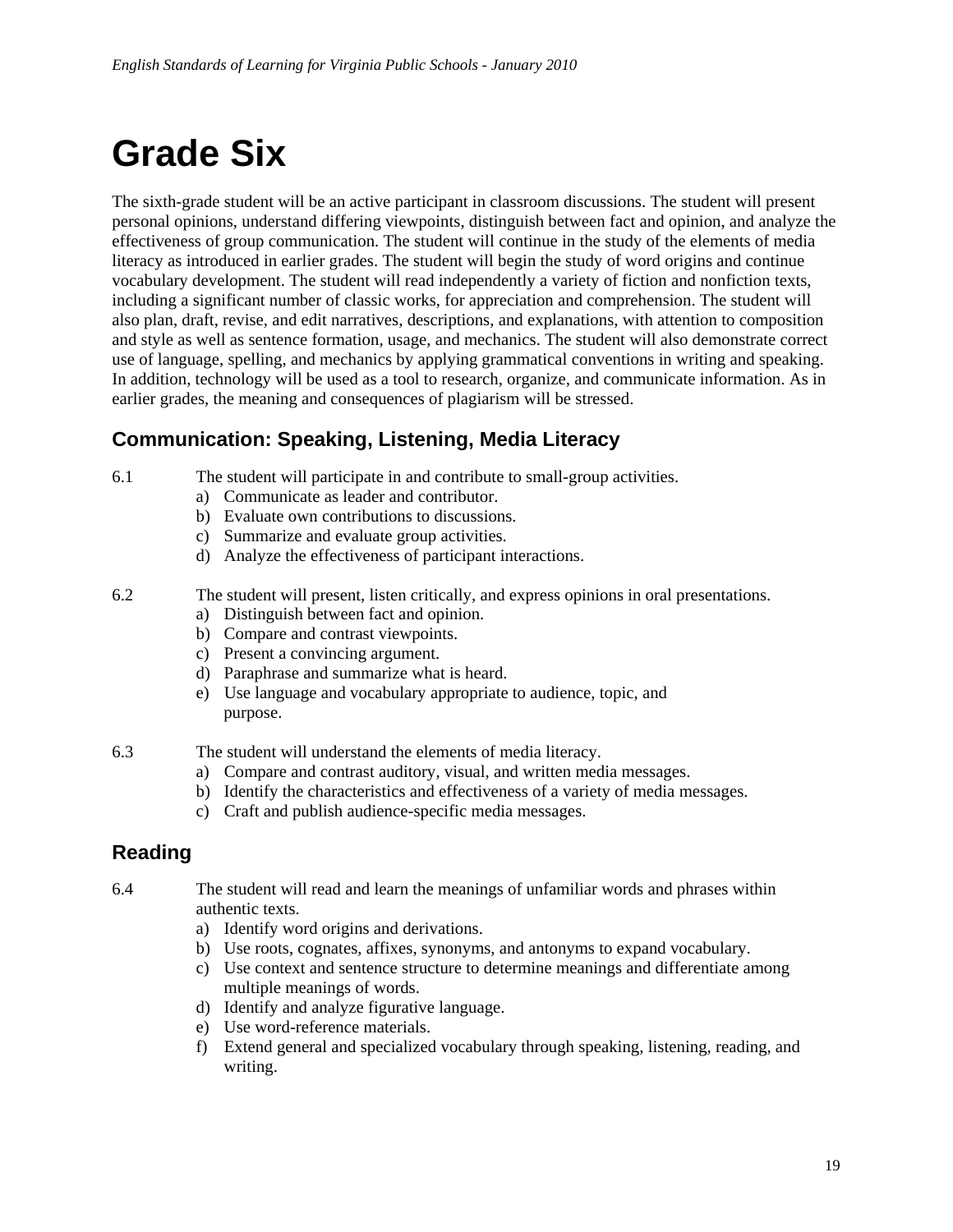# Grade Six

The sixth-grade student will be an active participant in classroom discussions. The student will present personal opinions, understand differing viewpoints, distinguish between fact and opinion, and analyze the effectiveness of group communication. The student will continue in the study of the elements of media literacy as introduced in earlier grades. The student will begin the study of word origins and continue vocabulary development. The student will read independently a variety of fiction and nonfiction texts, including a significant number of classic works, for appreciation and comprehension. The student will also plan, draft, revise, and edit narratives, descriptions, and explanations, with attention to composition and style as well as sentence formation, usage, and mechanics. The student will also demonstrate correct use of language, spelling, and mechanics by applying grammatical conventions in writing and speaking. In addition, technology will be used as a tool to research, organize, and communicate information. As in earlier grades, the meaning and consequences of plagiarism will be stressed.

## Communication: Speaking, Listening, Media Literacy

6.1 The student will participate in and contribute to small-group activities.

a) Communicate as leader and contributor.
b) Evaluate own contributions to discussions.
c) Summarize and evaluate group activities.
d) Analyze the effectiveness of participant interactions.

6.2 The student will present, listen critically, and express opinions in oral presentations.

a) Distinguish between fact and opinion.
b) Compare and contrast viewpoints.
c) Present a convincing argument.
d) Paraphrase and summarize what is heard.
e) Use language and vocabulary appropriate to audience, topic, and purpose.

6.3 The student will understand the elements of media literacy.

a) Compare and contrast auditory, visual, and written media messages.
b) Identify the characteristics and effectiveness of a variety of media messages.
c) Craft and publish audience-specific media messages.

## Reading

6.4 The student will read and learn the meanings of unfamiliar words and phrases within authentic texts.

a) Identify word origins and derivations.
b) Use roots, cognates, affixes, synonyms, and antonyms to expand vocabulary.
c) Use context and sentence structure to determine meanings and differentiate among multiple meanings of words.
d) Identify and analyze figurative language.
e) Use word-reference materials.
f) Extend general and specialized vocabulary through speaking, listening, reading, and writing.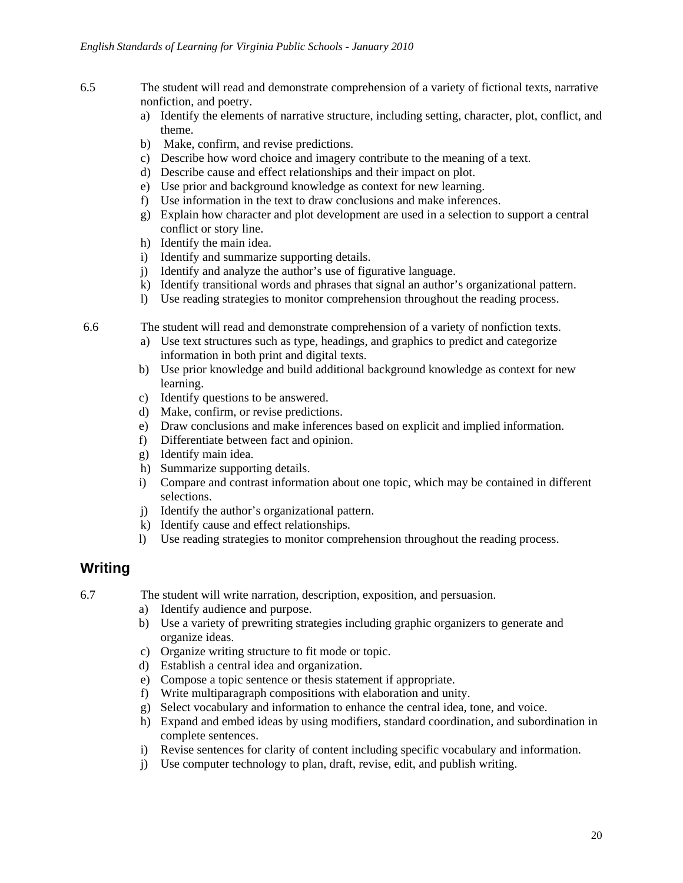6.5 The student will read and demonstrate comprehension of a variety of fictional texts, narrative nonfiction, and poetry.

a) Identify the elements of narrative structure, including setting, character, plot, conflict, and theme.
b) Make, confirm, and revise predictions.
c) Describe how word choice and imagery contribute to the meaning of a text.
d) Describe cause and effect relationships and their impact on plot.
e) Use prior and background knowledge as context for new learning.
f) Use information in the text to draw conclusions and make inferences.
g) Explain how character and plot development are used in a selection to support a central conflict or story line.
h) Identify the main idea.
i) Identify and summarize supporting details.
j) Identify and analyze the author's use of figurative language.
k) Identify transitional words and phrases that signal an author's organizational pattern.
l) Use reading strategies to monitor comprehension throughout the reading process.

6.6 The student will read and demonstrate comprehension of a variety of nonfiction texts.

a) Use text structures such as type, headings, and graphics to predict and categorize information in both print and digital texts.
b) Use prior knowledge and build additional background knowledge as context for new learning.
c) Identify questions to be answered.
d) Make, confirm, or revise predictions.
e) Draw conclusions and make inferences based on explicit and implied information.
f) Differentiate between fact and opinion.
g) Identify main idea.
h) Summarize supporting details.
i) Compare and contrast information about one topic, which may be contained in different selections.
j) Identify the author's organizational pattern.
k) Identify cause and effect relationships.
l) Use reading strategies to monitor comprehension throughout the reading process.

## Writing

6.7 The student will write narration, description, exposition, and persuasion.

a) Identify audience and purpose.
b) Use a variety of prewriting strategies including graphic organizers to generate and organize ideas.
c) Organize writing structure to fit mode or topic.
d) Establish a central idea and organization.
e) Compose a topic sentence or thesis statement if appropriate.
f) Write multiparagraph compositions with elaboration and unity.
g) Select vocabulary and information to enhance the central idea, tone, and voice.
h) Expand and embed ideas by using modifiers, standard coordination, and subordination in complete sentences.
i) Revise sentences for clarity of content including specific vocabulary and information.
j) Use computer technology to plan, draft, revise, edit, and publish writing.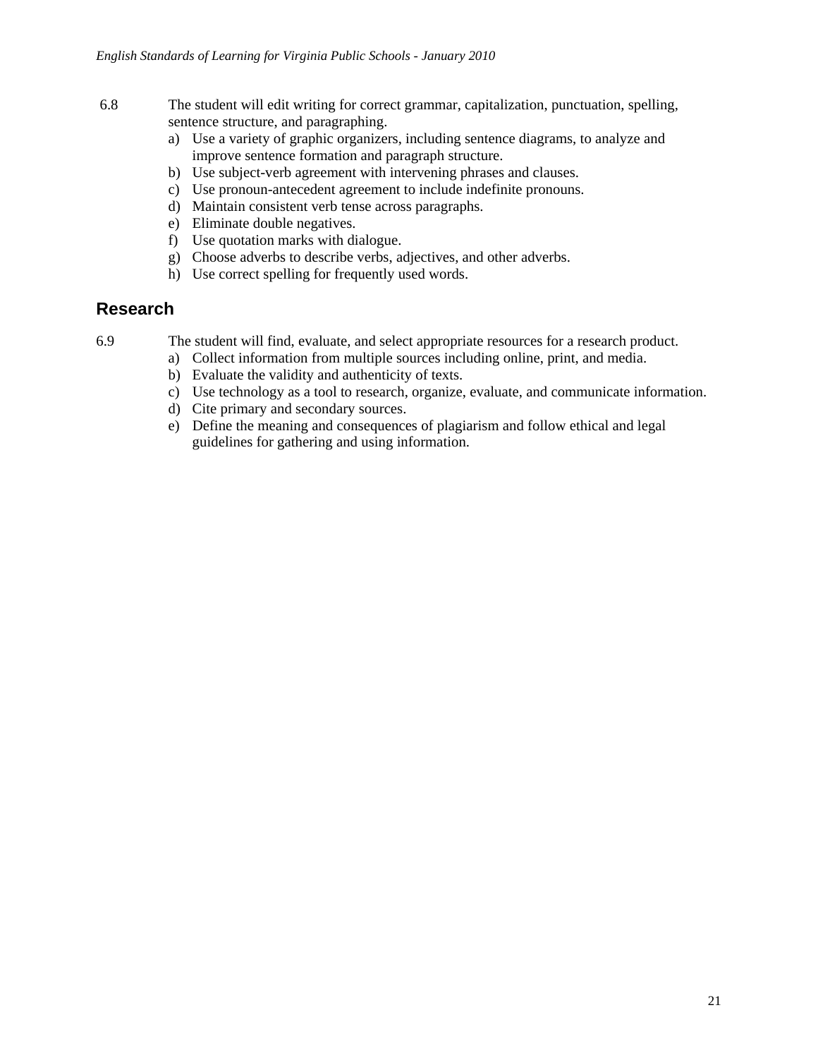6.8 The student will edit writing for correct grammar, capitalization, punctuation, spelling, sentence structure, and paragraphing.

a) Use a variety of graphic organizers, including sentence diagrams, to analyze and improve sentence formation and paragraph structure.
b) Use subject-verb agreement with intervening phrases and clauses.
c) Use pronoun-antecedent agreement to include indefinite pronouns.
d) Maintain consistent verb tense across paragraphs.
e) Eliminate double negatives.
f) Use quotation marks with dialogue.
g) Choose adverbs to describe verbs, adjectives, and other adverbs.
h) Use correct spelling for frequently used words.

## Research

6.9 The student will find, evaluate, and select appropriate resources for a research product.

a) Collect information from multiple sources including online, print, and media.
b) Evaluate the validity and authenticity of texts.
c) Use technology as a tool to research, organize, evaluate, and communicate information.
d) Cite primary and secondary sources.
e) Define the meaning and consequences of plagiarism and follow ethical and legal guidelines for gathering and using information.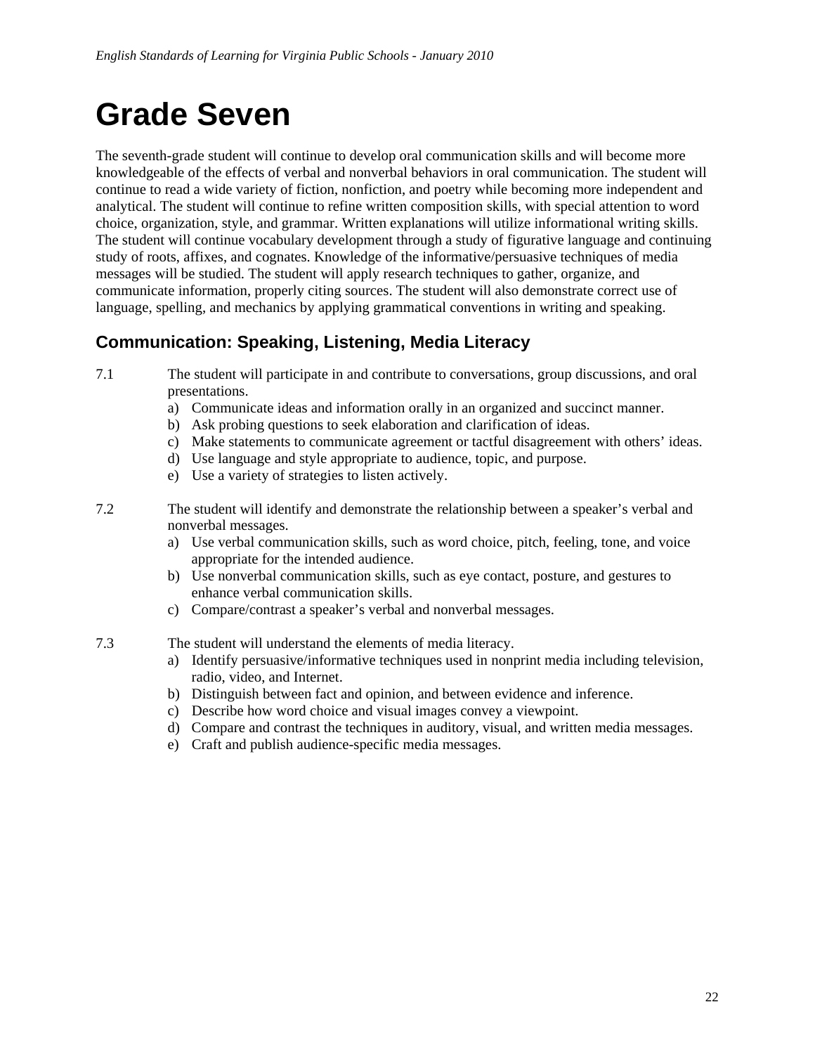# Grade Seven

The seventh-grade student will continue to develop oral communication skills and will become more knowledgeable of the effects of verbal and nonverbal behaviors in oral communication. The student will continue to read a wide variety of fiction, nonfiction, and poetry while becoming more independent and analytical. The student will continue to refine written composition skills, with special attention to word choice, organization, style, and grammar. Written explanations will utilize informational writing skills. The student will continue vocabulary development through a study of figurative language and continuing study of roots, affixes, and cognates. Knowledge of the informative/persuasive techniques of media messages will be studied. The student will apply research techniques to gather, organize, and communicate information, properly citing sources. The student will also demonstrate correct use of language, spelling, and mechanics by applying grammatical conventions in writing and speaking.

## Communication: Speaking, Listening, Media Literacy

7.1 The student will participate in and contribute to conversations, group discussions, and oral presentations.

a) Communicate ideas and information orally in an organized and succinct manner.
b) Ask probing questions to seek elaboration and clarification of ideas.
c) Make statements to communicate agreement or tactful disagreement with others' ideas.
d) Use language and style appropriate to audience, topic, and purpose.
e) Use a variety of strategies to listen actively.

7.2 The student will identify and demonstrate the relationship between a speaker's verbal and nonverbal messages.

a) Use verbal communication skills, such as word choice, pitch, feeling, tone, and voice appropriate for the intended audience.
b) Use nonverbal communication skills, such as eye contact, posture, and gestures to enhance verbal communication skills.
c) Compare/contrast a speaker's verbal and nonverbal messages.

7.3 The student will understand the elements of media literacy.

a) Identify persuasive/informative techniques used in nonprint media including television, radio, video, and Internet.
b) Distinguish between fact and opinion, and between evidence and inference.
c) Describe how word choice and visual images convey a viewpoint.
d) Compare and contrast the techniques in auditory, visual, and written media messages.
e) Craft and publish audience-specific media messages.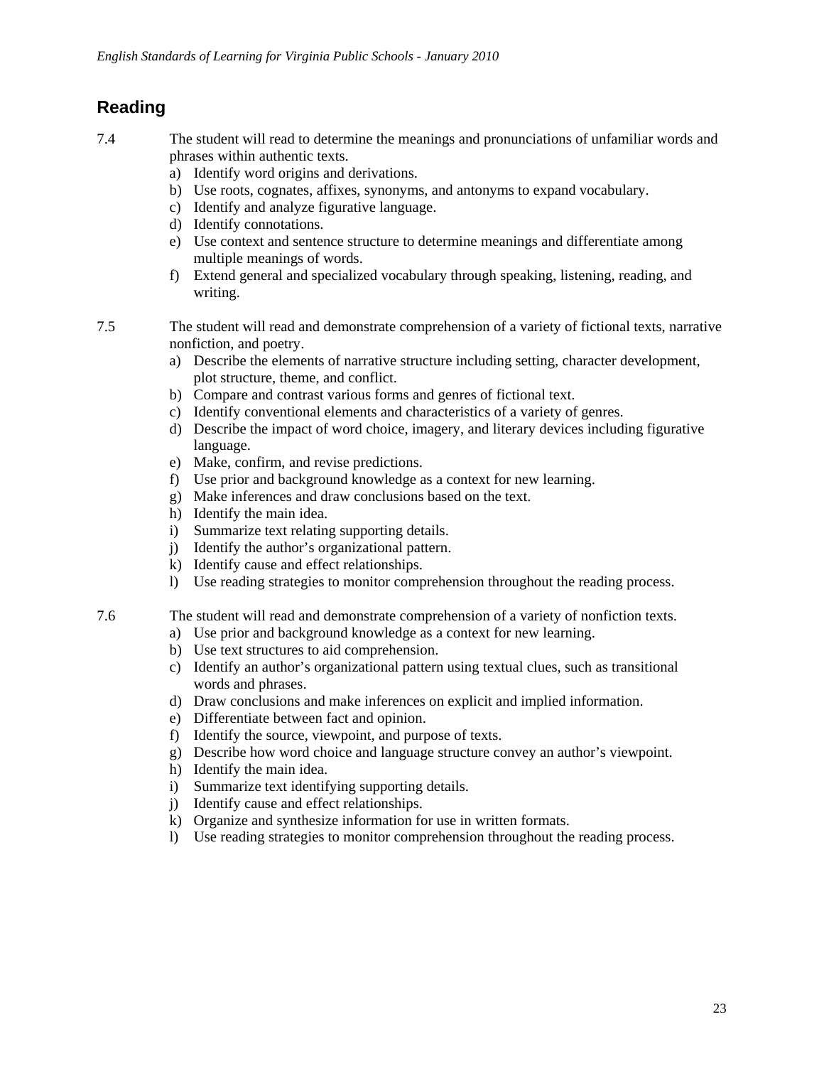## Reading

7.4 The student will read to determine the meanings and pronunciations of unfamiliar words and phrases within authentic texts.

a) Identify word origins and derivations.
b) Use roots, cognates, affixes, synonyms, and antonyms to expand vocabulary.
c) Identify and analyze figurative language.
d) Identify connotations.
e) Use context and sentence structure to determine meanings and differentiate among multiple meanings of words.
f) Extend general and specialized vocabulary through speaking, listening, reading, and writing.

7.5 The student will read and demonstrate comprehension of a variety of fictional texts, narrative nonfiction, and poetry.

a) Describe the elements of narrative structure including setting, character development, plot structure, theme, and conflict.
b) Compare and contrast various forms and genres of fictional text.
c) Identify conventional elements and characteristics of a variety of genres.
d) Describe the impact of word choice, imagery, and literary devices including figurative language.
e) Make, confirm, and revise predictions.
f) Use prior and background knowledge as a context for new learning.
g) Make inferences and draw conclusions based on the text.
h) Identify the main idea.
i) Summarize text relating supporting details.
j) Identify the author's organizational pattern.
k) Identify cause and effect relationships.
l) Use reading strategies to monitor comprehension throughout the reading process.

7.6 The student will read and demonstrate comprehension of a variety of nonfiction texts.

a) Use prior and background knowledge as a context for new learning.
b) Use text structures to aid comprehension.
c) Identify an author's organizational pattern using textual clues, such as transitional words and phrases.
d) Draw conclusions and make inferences on explicit and implied information.
e) Differentiate between fact and opinion.
f) Identify the source, viewpoint, and purpose of texts.
g) Describe how word choice and language structure convey an author's viewpoint.
h) Identify the main idea.
i) Summarize text identifying supporting details.
j) Identify cause and effect relationships.
k) Organize and synthesize information for use in written formats.
l) Use reading strategies to monitor comprehension throughout the reading process.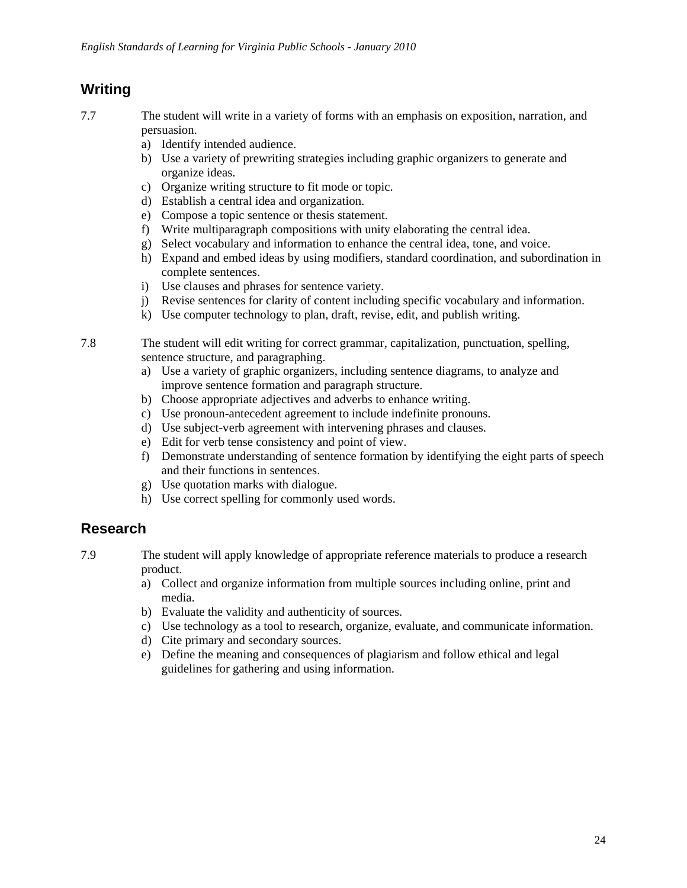## Writing

7.7 The student will write in a variety of forms with an emphasis on exposition, narration, and persuasion.

a) Identify intended audience.
b) Use a variety of prewriting strategies including graphic organizers to generate and organize ideas.
c) Organize writing structure to fit mode or topic.
d) Establish a central idea and organization.
e) Compose a topic sentence or thesis statement.
f) Write multiparagraph compositions with unity elaborating the central idea.
g) Select vocabulary and information to enhance the central idea, tone, and voice.
h) Expand and embed ideas by using modifiers, standard coordination, and subordination in complete sentences.
i) Use clauses and phrases for sentence variety.
j) Revise sentences for clarity of content including specific vocabulary and information.
k) Use computer technology to plan, draft, revise, edit, and publish writing.

7.8 The student will edit writing for correct grammar, capitalization, punctuation, spelling, sentence structure, and paragraphing.

a) Use a variety of graphic organizers, including sentence diagrams, to analyze and improve sentence formation and paragraph structure.
b) Choose appropriate adjectives and adverbs to enhance writing.
c) Use pronoun-antecedent agreement to include indefinite pronouns.
d) Use subject-verb agreement with intervening phrases and clauses.
e) Edit for verb tense consistency and point of view.
f) Demonstrate understanding of sentence formation by identifying the eight parts of speech and their functions in sentences.
g) Use quotation marks with dialogue.
h) Use correct spelling for commonly used words.

## Research

7.9 The student will apply knowledge of appropriate reference materials to produce a research product.

a) Collect and organize information from multiple sources including online, print and media.
b) Evaluate the validity and authenticity of sources.
c) Use technology as a tool to research, organize, evaluate, and communicate information.
d) Cite primary and secondary sources.
e) Define the meaning and consequences of plagiarism and follow ethical and legal guidelines for gathering and using information.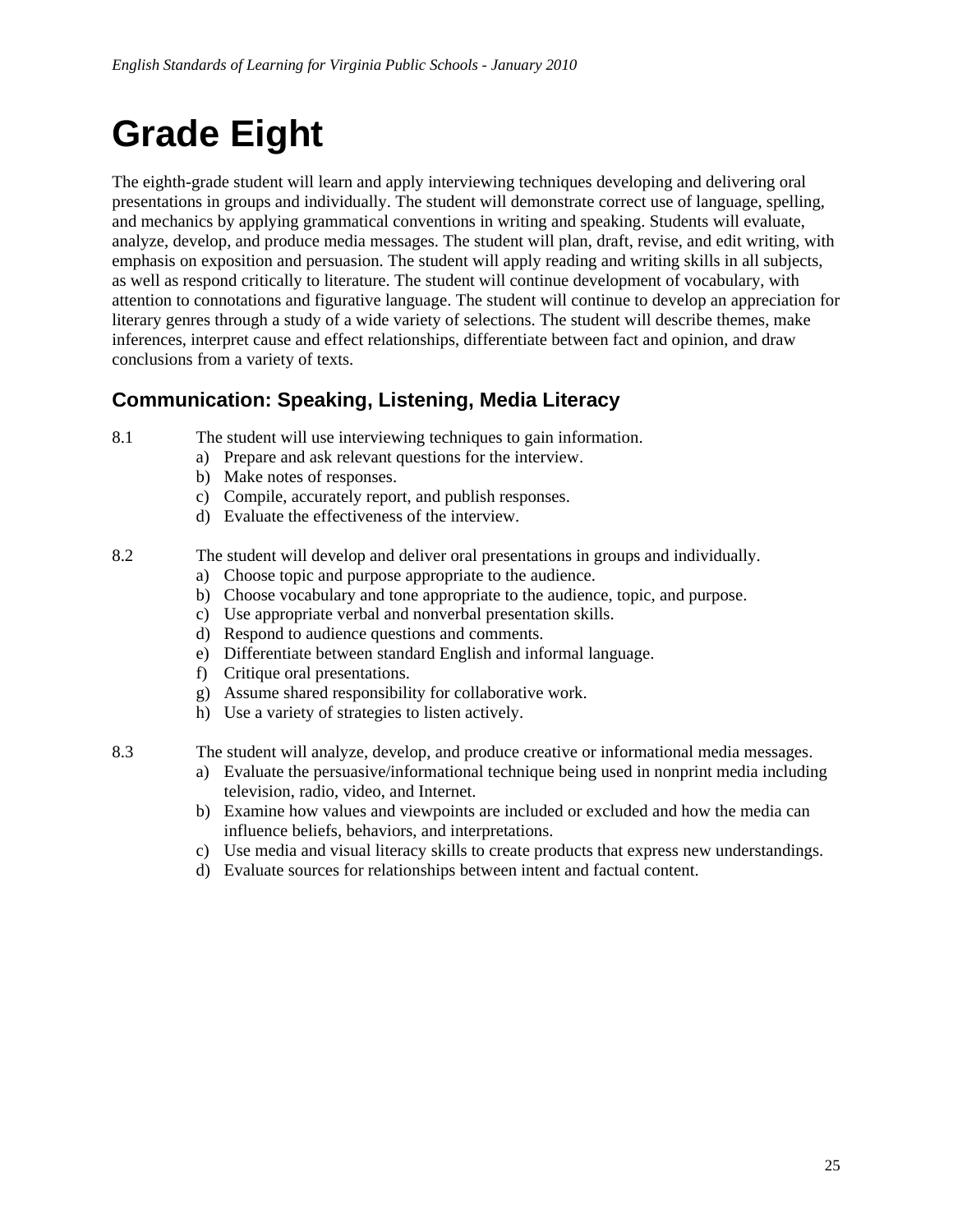# Grade Eight

The eighth-grade student will learn and apply interviewing techniques developing and delivering oral presentations in groups and individually. The student will demonstrate correct use of language, spelling, and mechanics by applying grammatical conventions in writing and speaking. Students will evaluate, analyze, develop, and produce media messages. The student will plan, draft, revise, and edit writing, with emphasis on exposition and persuasion. The student will apply reading and writing skills in all subjects, as well as respond critically to literature. The student will continue development of vocabulary, with attention to connotations and figurative language. The student will continue to develop an appreciation for literary genres through a study of a wide variety of selections. The student will describe themes, make inferences, interpret cause and effect relationships, differentiate between fact and opinion, and draw conclusions from a variety of texts.

## Communication: Speaking, Listening, Media Literacy

8.1 The student will use interviewing techniques to gain information.

- a) Prepare and ask relevant questions for the interview.
- b) Make notes of responses.
- c) Compile, accurately report, and publish responses.
- d) Evaluate the effectiveness of the interview.

8.2 The student will develop and deliver oral presentations in groups and individually.

- a) Choose topic and purpose appropriate to the audience.
- b) Choose vocabulary and tone appropriate to the audience, topic, and purpose.
- c) Use appropriate verbal and nonverbal presentation skills.
- d) Respond to audience questions and comments.
- e) Differentiate between standard English and informal language.
- f) Critique oral presentations.
- g) Assume shared responsibility for collaborative work.
- h) Use a variety of strategies to listen actively.

8.3 The student will analyze, develop, and produce creative or informational media messages.

- a) Evaluate the persuasive/informational technique being used in nonprint media including television, radio, video, and Internet.
- b) Examine how values and viewpoints are included or excluded and how the media can influence beliefs, behaviors, and interpretations.
- c) Use media and visual literacy skills to create products that express new understandings.
- d) Evaluate sources for relationships between intent and factual content.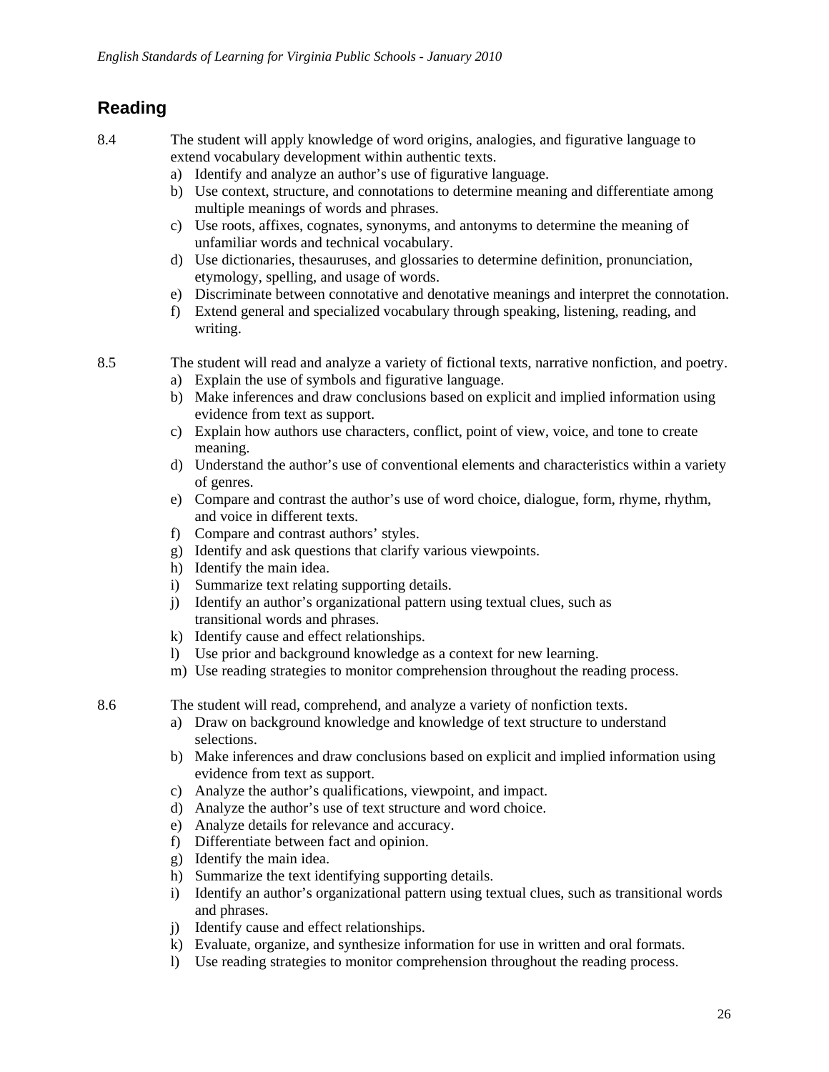## Reading

8.4 The student will apply knowledge of word origins, analogies, and figurative language to extend vocabulary development within authentic texts.

a) Identify and analyze an author's use of figurative language.
b) Use context, structure, and connotations to determine meaning and differentiate among multiple meanings of words and phrases.
c) Use roots, affixes, cognates, synonyms, and antonyms to determine the meaning of unfamiliar words and technical vocabulary.
d) Use dictionaries, thesauruses, and glossaries to determine definition, pronunciation, etymology, spelling, and usage of words.
e) Discriminate between connotative and denotative meanings and interpret the connotation.
f) Extend general and specialized vocabulary through speaking, listening, reading, and writing.

8.5 The student will read and analyze a variety of fictional texts, narrative nonfiction, and poetry.

a) Explain the use of symbols and figurative language.
b) Make inferences and draw conclusions based on explicit and implied information using evidence from text as support.
c) Explain how authors use characters, conflict, point of view, voice, and tone to create meaning.
d) Understand the author's use of conventional elements and characteristics within a variety of genres.
e) Compare and contrast the author's use of word choice, dialogue, form, rhyme, rhythm, and voice in different texts.
f) Compare and contrast authors' styles.
g) Identify and ask questions that clarify various viewpoints.
h) Identify the main idea.
i) Summarize text relating supporting details.
j) Identify an author's organizational pattern using textual clues, such as transitional words and phrases.
k) Identify cause and effect relationships.
l) Use prior and background knowledge as a context for new learning.
m) Use reading strategies to monitor comprehension throughout the reading process.

8.6 The student will read, comprehend, and analyze a variety of nonfiction texts.

a) Draw on background knowledge and knowledge of text structure to understand selections.
b) Make inferences and draw conclusions based on explicit and implied information using evidence from text as support.
c) Analyze the author's qualifications, viewpoint, and impact.
d) Analyze the author's use of text structure and word choice.
e) Analyze details for relevance and accuracy.
f) Differentiate between fact and opinion.
g) Identify the main idea.
h) Summarize the text identifying supporting details.
i) Identify an author's organizational pattern using textual clues, such as transitional words and phrases.
j) Identify cause and effect relationships.
k) Evaluate, organize, and synthesize information for use in written and oral formats.
l) Use reading strategies to monitor comprehension throughout the reading process.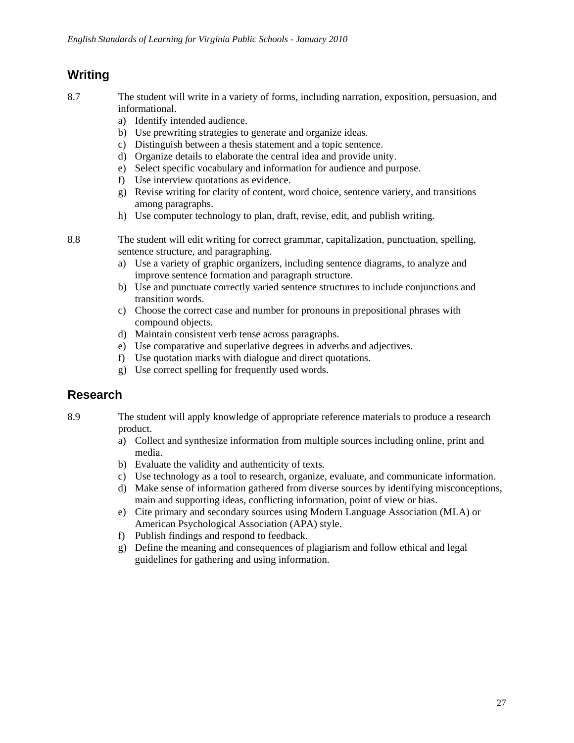## Writing

8.7 The student will write in a variety of forms, including narration, exposition, persuasion, and informational.

a) Identify intended audience.
b) Use prewriting strategies to generate and organize ideas.
c) Distinguish between a thesis statement and a topic sentence.
d) Organize details to elaborate the central idea and provide unity.
e) Select specific vocabulary and information for audience and purpose.
f) Use interview quotations as evidence.
g) Revise writing for clarity of content, word choice, sentence variety, and transitions among paragraphs.
h) Use computer technology to plan, draft, revise, edit, and publish writing.

8.8 The student will edit writing for correct grammar, capitalization, punctuation, spelling, sentence structure, and paragraphing.

a) Use a variety of graphic organizers, including sentence diagrams, to analyze and improve sentence formation and paragraph structure.
b) Use and punctuate correctly varied sentence structures to include conjunctions and transition words.
c) Choose the correct case and number for pronouns in prepositional phrases with compound objects.
d) Maintain consistent verb tense across paragraphs.
e) Use comparative and superlative degrees in adverbs and adjectives.
f) Use quotation marks with dialogue and direct quotations.
g) Use correct spelling for frequently used words.

## Research

8.9 The student will apply knowledge of appropriate reference materials to produce a research product.

a) Collect and synthesize information from multiple sources including online, print and media.
b) Evaluate the validity and authenticity of texts.
c) Use technology as a tool to research, organize, evaluate, and communicate information.
d) Make sense of information gathered from diverse sources by identifying misconceptions, main and supporting ideas, conflicting information, point of view or bias.
e) Cite primary and secondary sources using Modern Language Association (MLA) or American Psychological Association (APA) style.
f) Publish findings and respond to feedback.
g) Define the meaning and consequences of plagiarism and follow ethical and legal guidelines for gathering and using information.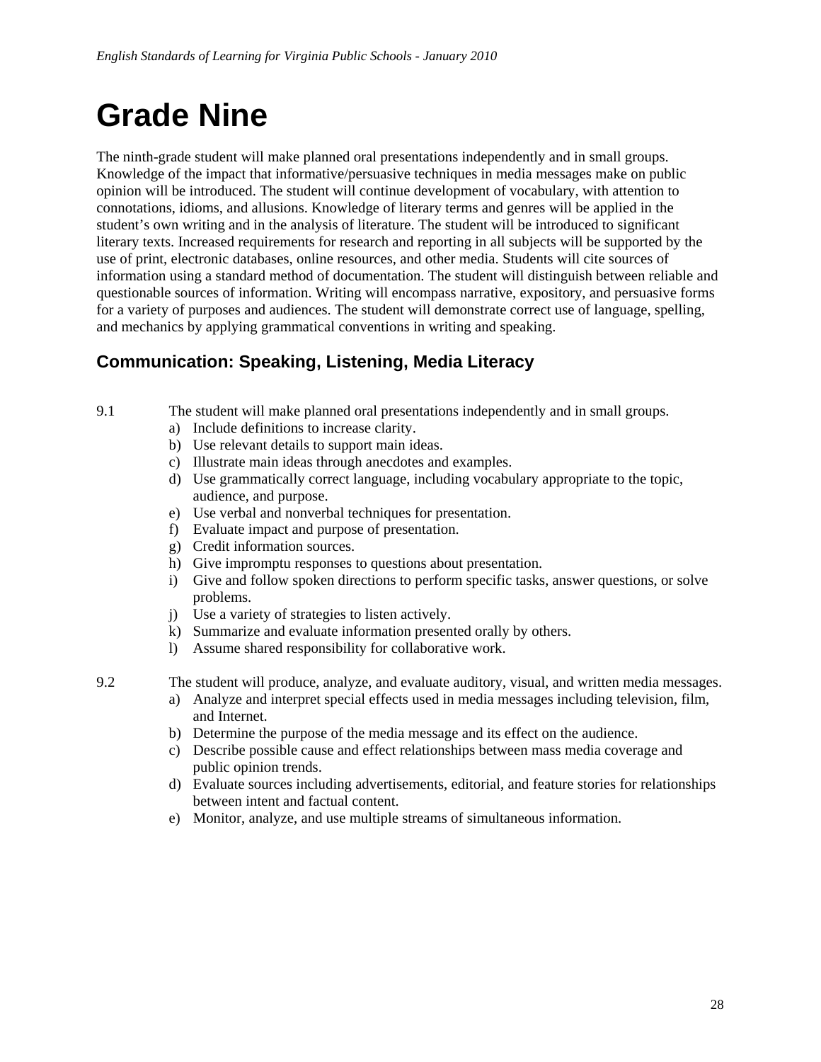# Grade Nine

The ninth-grade student will make planned oral presentations independently and in small groups. Knowledge of the impact that informative/persuasive techniques in media messages make on public opinion will be introduced. The student will continue development of vocabulary, with attention to connotations, idioms, and allusions. Knowledge of literary terms and genres will be applied in the student's own writing and in the analysis of literature. The student will be introduced to significant literary texts. Increased requirements for research and reporting in all subjects will be supported by the use of print, electronic databases, online resources, and other media. Students will cite sources of information using a standard method of documentation. The student will distinguish between reliable and questionable sources of information. Writing will encompass narrative, expository, and persuasive forms for a variety of purposes and audiences. The student will demonstrate correct use of language, spelling, and mechanics by applying grammatical conventions in writing and speaking.

## Communication: Speaking, Listening, Media Literacy

9.1 The student will make planned oral presentations independently and in small groups.

a) Include definitions to increase clarity.
b) Use relevant details to support main ideas.
c) Illustrate main ideas through anecdotes and examples.
d) Use grammatically correct language, including vocabulary appropriate to the topic, audience, and purpose.
e) Use verbal and nonverbal techniques for presentation.
f) Evaluate impact and purpose of presentation.
g) Credit information sources.
h) Give impromptu responses to questions about presentation.
i) Give and follow spoken directions to perform specific tasks, answer questions, or solve problems.
j) Use a variety of strategies to listen actively.
k) Summarize and evaluate information presented orally by others.
l) Assume shared responsibility for collaborative work.

9.2 The student will produce, analyze, and evaluate auditory, visual, and written media messages.

a) Analyze and interpret special effects used in media messages including television, film, and Internet.
b) Determine the purpose of the media message and its effect on the audience.
c) Describe possible cause and effect relationships between mass media coverage and public opinion trends.
d) Evaluate sources including advertisements, editorial, and feature stories for relationships between intent and factual content.
e) Monitor, analyze, and use multiple streams of simultaneous information.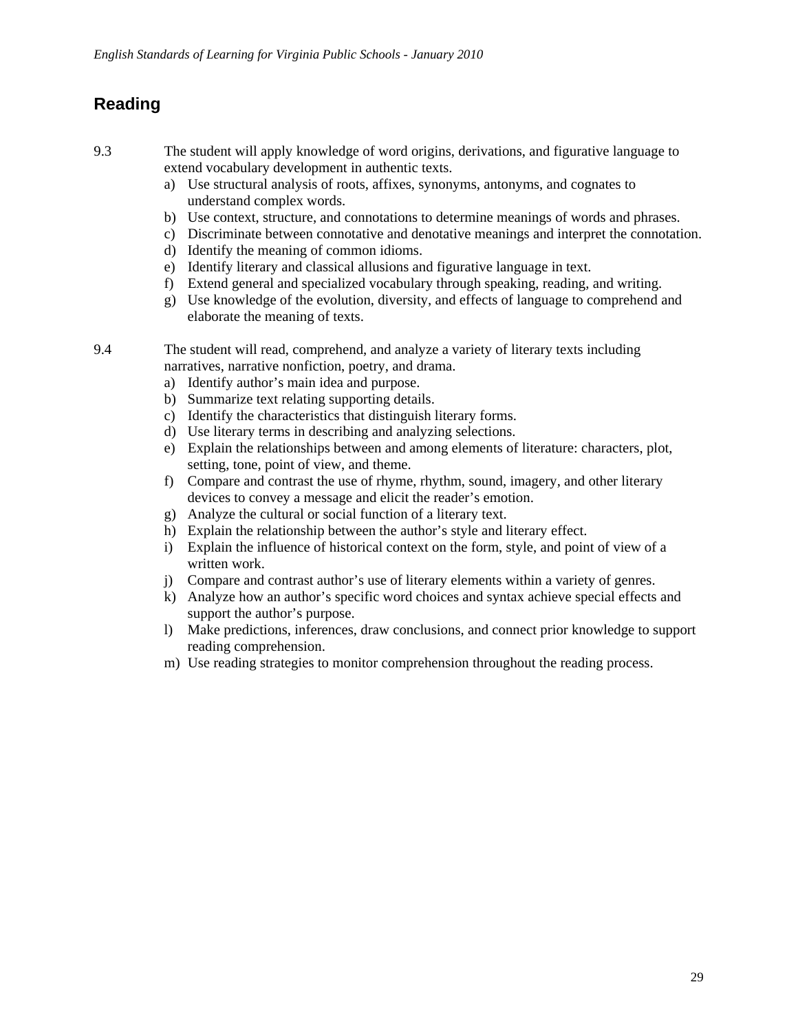## Reading

9.3 The student will apply knowledge of word origins, derivations, and figurative language to extend vocabulary development in authentic texts.

a) Use structural analysis of roots, affixes, synonyms, antonyms, and cognates to understand complex words.
b) Use context, structure, and connotations to determine meanings of words and phrases.
c) Discriminate between connotative and denotative meanings and interpret the connotation.
d) Identify the meaning of common idioms.
e) Identify literary and classical allusions and figurative language in text.
f) Extend general and specialized vocabulary through speaking, reading, and writing.
g) Use knowledge of the evolution, diversity, and effects of language to comprehend and elaborate the meaning of texts.

9.4 The student will read, comprehend, and analyze a variety of literary texts including narratives, narrative nonfiction, poetry, and drama.

a) Identify author's main idea and purpose.
b) Summarize text relating supporting details.
c) Identify the characteristics that distinguish literary forms.
d) Use literary terms in describing and analyzing selections.
e) Explain the relationships between and among elements of literature: characters, plot, setting, tone, point of view, and theme.
f) Compare and contrast the use of rhyme, rhythm, sound, imagery, and other literary devices to convey a message and elicit the reader's emotion.
g) Analyze the cultural or social function of a literary text.
h) Explain the relationship between the author's style and literary effect.
i) Explain the influence of historical context on the form, style, and point of view of a written work.
j) Compare and contrast author's use of literary elements within a variety of genres.
k) Analyze how an author's specific word choices and syntax achieve special effects and support the author's purpose.
l) Make predictions, inferences, draw conclusions, and connect prior knowledge to support reading comprehension.
m) Use reading strategies to monitor comprehension throughout the reading process.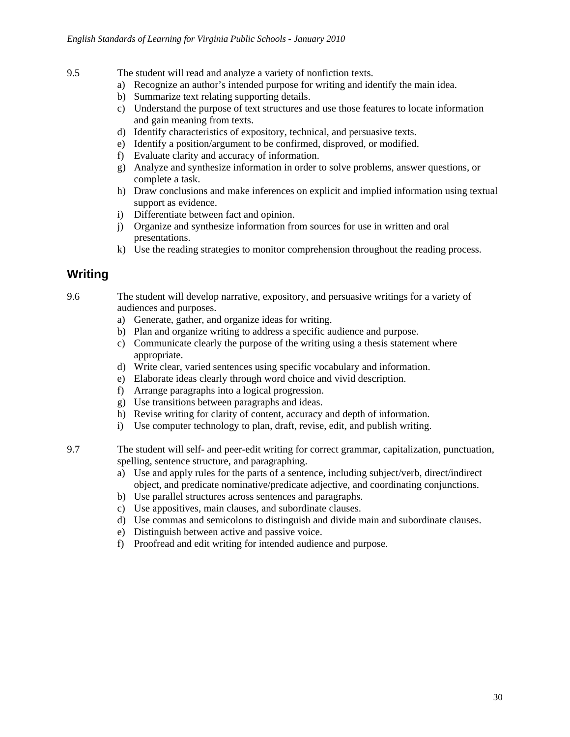9.5 The student will read and analyze a variety of nonfiction texts.

a) Recognize an author's intended purpose for writing and identify the main idea.
b) Summarize text relating supporting details.
c) Understand the purpose of text structures and use those features to locate information and gain meaning from texts.
d) Identify characteristics of expository, technical, and persuasive texts.
e) Identify a position/argument to be confirmed, disproved, or modified.
f) Evaluate clarity and accuracy of information.
g) Analyze and synthesize information in order to solve problems, answer questions, or complete a task.
h) Draw conclusions and make inferences on explicit and implied information using textual support as evidence.
i) Differentiate between fact and opinion.
j) Organize and synthesize information from sources for use in written and oral presentations.
k) Use the reading strategies to monitor comprehension throughout the reading process.

## Writing

9.6 The student will develop narrative, expository, and persuasive writings for a variety of audiences and purposes.

a) Generate, gather, and organize ideas for writing.
b) Plan and organize writing to address a specific audience and purpose.
c) Communicate clearly the purpose of the writing using a thesis statement where appropriate.
d) Write clear, varied sentences using specific vocabulary and information.
e) Elaborate ideas clearly through word choice and vivid description.
f) Arrange paragraphs into a logical progression.
g) Use transitions between paragraphs and ideas.
h) Revise writing for clarity of content, accuracy and depth of information.
i) Use computer technology to plan, draft, revise, edit, and publish writing.

9.7 The student will self- and peer-edit writing for correct grammar, capitalization, punctuation, spelling, sentence structure, and paragraphing.

a) Use and apply rules for the parts of a sentence, including subject/verb, direct/indirect object, and predicate nominative/predicate adjective, and coordinating conjunctions.
b) Use parallel structures across sentences and paragraphs.
c) Use appositives, main clauses, and subordinate clauses.
d) Use commas and semicolons to distinguish and divide main and subordinate clauses.
e) Distinguish between active and passive voice.
f) Proofread and edit writing for intended audience and purpose.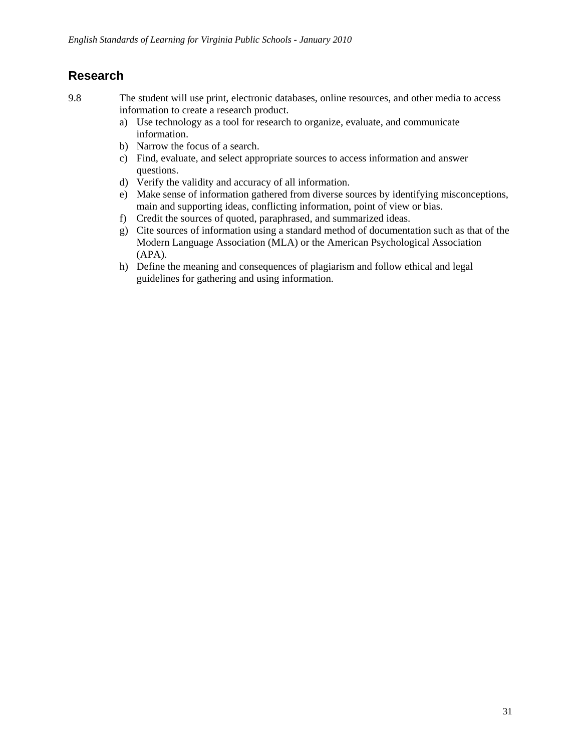## Research

9.8 The student will use print, electronic databases, online resources, and other media to access information to create a research product.

a) Use technology as a tool for research to organize, evaluate, and communicate information.
b) Narrow the focus of a search.
c) Find, evaluate, and select appropriate sources to access information and answer questions.
d) Verify the validity and accuracy of all information.
e) Make sense of information gathered from diverse sources by identifying misconceptions, main and supporting ideas, conflicting information, point of view or bias.
f) Credit the sources of quoted, paraphrased, and summarized ideas.
g) Cite sources of information using a standard method of documentation such as that of the Modern Language Association (MLA) or the American Psychological Association (APA).
h) Define the meaning and consequences of plagiarism and follow ethical and legal guidelines for gathering and using information.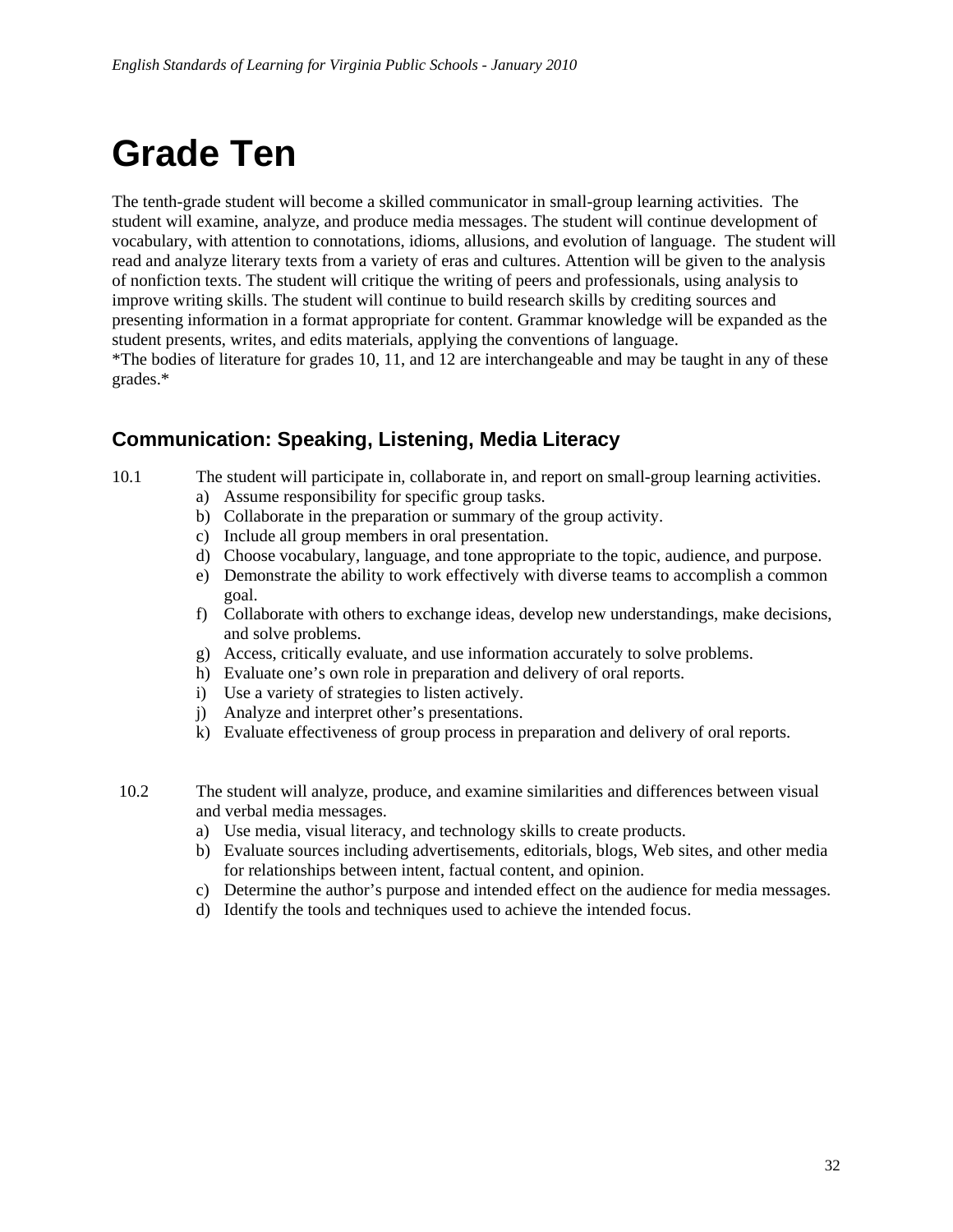# Grade Ten

The tenth-grade student will become a skilled communicator in small-group learning activities. The student will examine, analyze, and produce media messages. The student will continue development of vocabulary, with attention to connotations, idioms, allusions, and evolution of language. The student will read and analyze literary texts from a variety of eras and cultures. Attention will be given to the analysis of nonfiction texts. The student will critique the writing of peers and professionals, using analysis to improve writing skills. The student will continue to build research skills by crediting sources and presenting information in a format appropriate for content. Grammar knowledge will be expanded as the student presents, writes, and edits materials, applying the conventions of language.
*The bodies of literature for grades 10, 11, and 12 are interchangeable and may be taught in any of these grades.*

## Communication: Speaking, Listening, Media Literacy

10.1 The student will participate in, collaborate in, and report on small-group learning activities.

a) Assume responsibility for specific group tasks.
b) Collaborate in the preparation or summary of the group activity.
c) Include all group members in oral presentation.
d) Choose vocabulary, language, and tone appropriate to the topic, audience, and purpose.
e) Demonstrate the ability to work effectively with diverse teams to accomplish a common goal.
f) Collaborate with others to exchange ideas, develop new understandings, make decisions, and solve problems.
g) Access, critically evaluate, and use information accurately to solve problems.
h) Evaluate one's own role in preparation and delivery of oral reports.
i) Use a variety of strategies to listen actively.
j) Analyze and interpret other's presentations.
k) Evaluate effectiveness of group process in preparation and delivery of oral reports.

10.2 The student will analyze, produce, and examine similarities and differences between visual and verbal media messages.

a) Use media, visual literacy, and technology skills to create products.
b) Evaluate sources including advertisements, editorials, blogs, Web sites, and other media for relationships between intent, factual content, and opinion.
c) Determine the author's purpose and intended effect on the audience for media messages.
d) Identify the tools and techniques used to achieve the intended focus.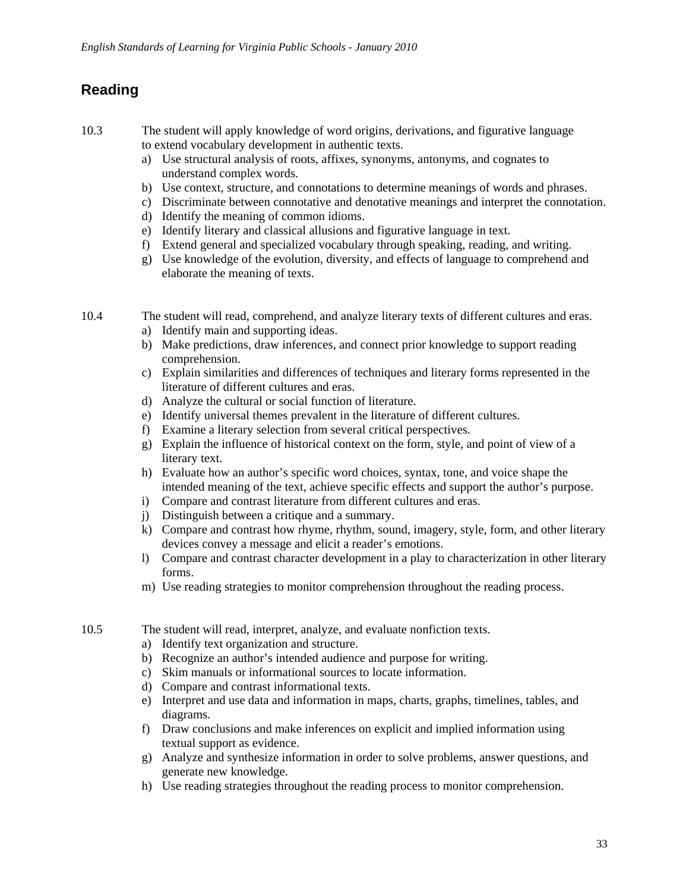## Reading

10.3 The student will apply knowledge of word origins, derivations, and figurative language to extend vocabulary development in authentic texts.

a) Use structural analysis of roots, affixes, synonyms, antonyms, and cognates to understand complex words.
b) Use context, structure, and connotations to determine meanings of words and phrases.
c) Discriminate between connotative and denotative meanings and interpret the connotation.
d) Identify the meaning of common idioms.
e) Identify literary and classical allusions and figurative language in text.
f) Extend general and specialized vocabulary through speaking, reading, and writing.
g) Use knowledge of the evolution, diversity, and effects of language to comprehend and elaborate the meaning of texts.

10.4 The student will read, comprehend, and analyze literary texts of different cultures and eras.

a) Identify main and supporting ideas.
b) Make predictions, draw inferences, and connect prior knowledge to support reading comprehension.
c) Explain similarities and differences of techniques and literary forms represented in the literature of different cultures and eras.
d) Analyze the cultural or social function of literature.
e) Identify universal themes prevalent in the literature of different cultures.
f) Examine a literary selection from several critical perspectives.
g) Explain the influence of historical context on the form, style, and point of view of a literary text.
h) Evaluate how an author's specific word choices, syntax, tone, and voice shape the intended meaning of the text, achieve specific effects and support the author's purpose.
i) Compare and contrast literature from different cultures and eras.
j) Distinguish between a critique and a summary.
k) Compare and contrast how rhyme, rhythm, sound, imagery, style, form, and other literary devices convey a message and elicit a reader's emotions.
l) Compare and contrast character development in a play to characterization in other literary forms.
m) Use reading strategies to monitor comprehension throughout the reading process.

10.5 The student will read, interpret, analyze, and evaluate nonfiction texts.

a) Identify text organization and structure.
b) Recognize an author's intended audience and purpose for writing.
c) Skim manuals or informational sources to locate information.
d) Compare and contrast informational texts.
e) Interpret and use data and information in maps, charts, graphs, timelines, tables, and diagrams.
f) Draw conclusions and make inferences on explicit and implied information using textual support as evidence.
g) Analyze and synthesize information in order to solve problems, answer questions, and generate new knowledge.
h) Use reading strategies throughout the reading process to monitor comprehension.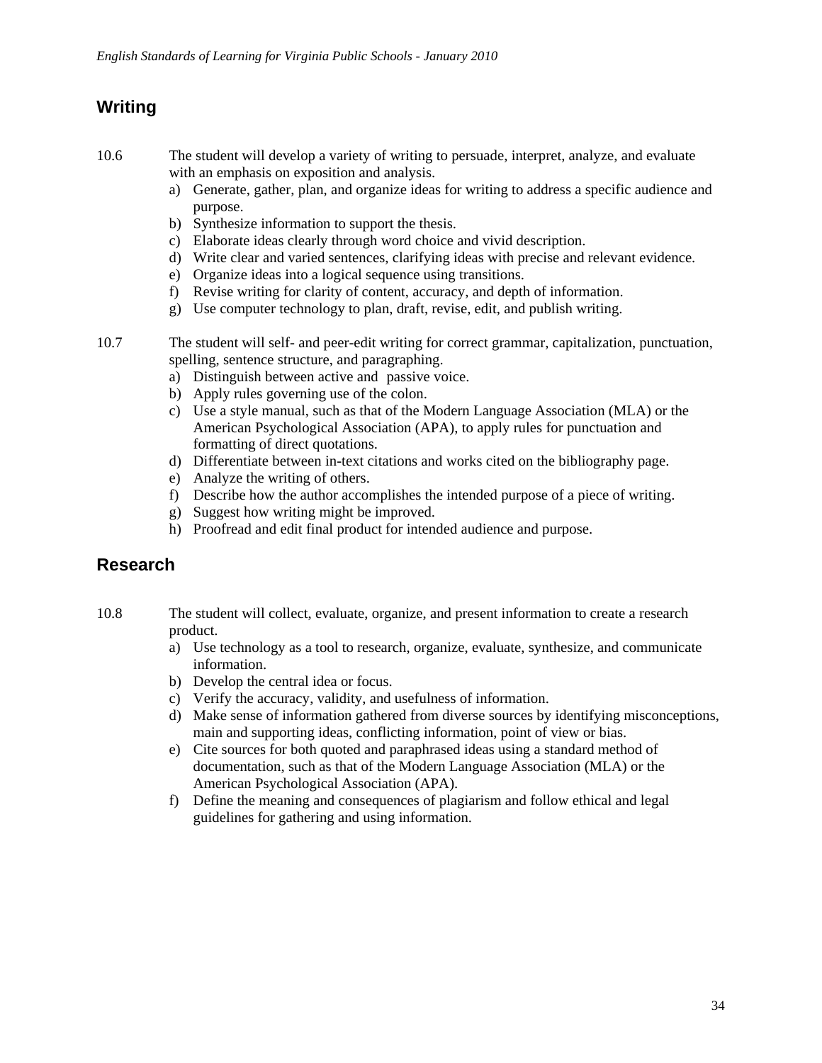## Writing

10.6 The student will develop a variety of writing to persuade, interpret, analyze, and evaluate with an emphasis on exposition and analysis.

a) Generate, gather, plan, and organize ideas for writing to address a specific audience and purpose.
b) Synthesize information to support the thesis.
c) Elaborate ideas clearly through word choice and vivid description.
d) Write clear and varied sentences, clarifying ideas with precise and relevant evidence.
e) Organize ideas into a logical sequence using transitions.
f) Revise writing for clarity of content, accuracy, and depth of information.
g) Use computer technology to plan, draft, revise, edit, and publish writing.

10.7 The student will self- and peer-edit writing for correct grammar, capitalization, punctuation, spelling, sentence structure, and paragraphing.

a) Distinguish between active and passive voice.
b) Apply rules governing use of the colon.
c) Use a style manual, such as that of the Modern Language Association (MLA) or the American Psychological Association (APA), to apply rules for punctuation and formatting of direct quotations.
d) Differentiate between in-text citations and works cited on the bibliography page.
e) Analyze the writing of others.
f) Describe how the author accomplishes the intended purpose of a piece of writing.
g) Suggest how writing might be improved.
h) Proofread and edit final product for intended audience and purpose.

## Research

10.8 The student will collect, evaluate, organize, and present information to create a research product.

a) Use technology as a tool to research, organize, evaluate, synthesize, and communicate information.
b) Develop the central idea or focus.
c) Verify the accuracy, validity, and usefulness of information.
d) Make sense of information gathered from diverse sources by identifying misconceptions, main and supporting ideas, conflicting information, point of view or bias.
e) Cite sources for both quoted and paraphrased ideas using a standard method of documentation, such as that of the Modern Language Association (MLA) or the American Psychological Association (APA).
f) Define the meaning and consequences of plagiarism and follow ethical and legal guidelines for gathering and using information.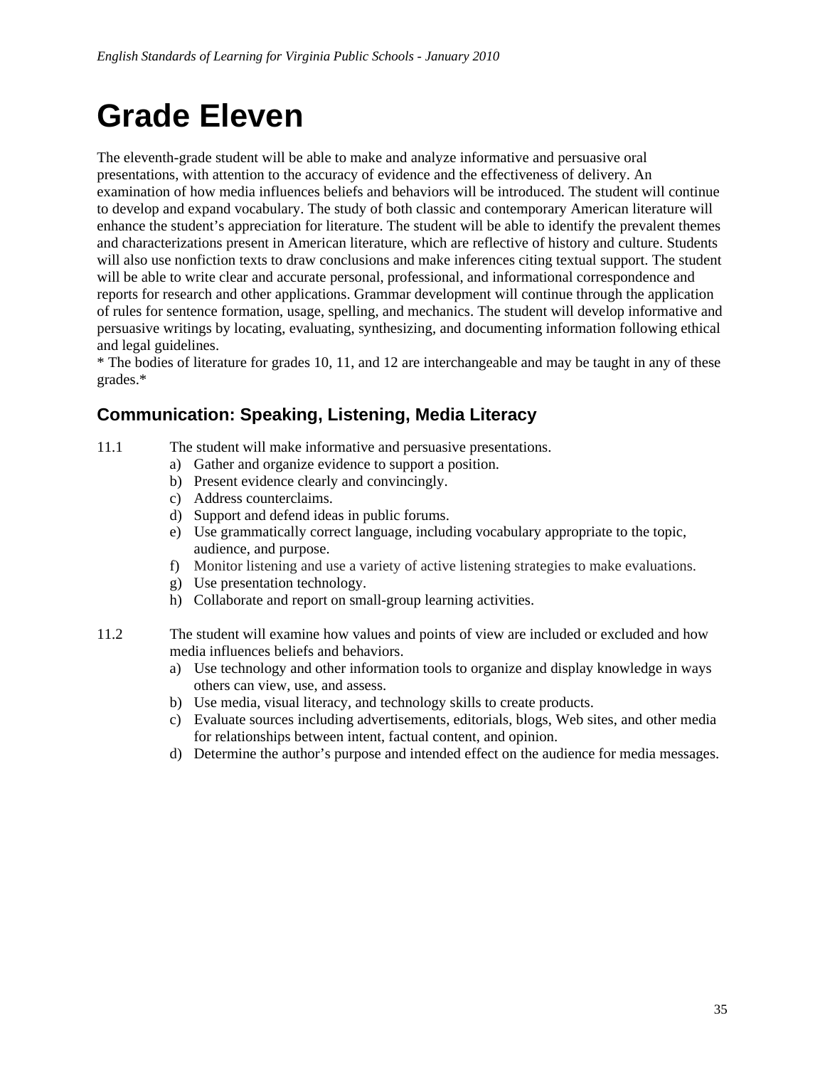# Grade Eleven

The eleventh-grade student will be able to make and analyze informative and persuasive oral presentations, with attention to the accuracy of evidence and the effectiveness of delivery. An examination of how media influences beliefs and behaviors will be introduced. The student will continue to develop and expand vocabulary. The study of both classic and contemporary American literature will enhance the student's appreciation for literature. The student will be able to identify the prevalent themes and characterizations present in American literature, which are reflective of history and culture. Students will also use nonfiction texts to draw conclusions and make inferences citing textual support. The student will be able to write clear and accurate personal, professional, and informational correspondence and reports for research and other applications. Grammar development will continue through the application of rules for sentence formation, usage, spelling, and mechanics. The student will develop informative and persuasive writings by locating, evaluating, synthesizing, and documenting information following ethical and legal guidelines.

* The bodies of literature for grades 10, 11, and 12 are interchangeable and may be taught in any of these grades.*

## Communication: Speaking, Listening, Media Literacy

11.1 The student will make informative and persuasive presentations.

a) Gather and organize evidence to support a position.
b) Present evidence clearly and convincingly.
c) Address counterclaims.
d) Support and defend ideas in public forums.
e) Use grammatically correct language, including vocabulary appropriate to the topic, audience, and purpose.
f) Monitor listening and use a variety of active listening strategies to make evaluations.
g) Use presentation technology.
h) Collaborate and report on small-group learning activities.

11.2 The student will examine how values and points of view are included or excluded and how media influences beliefs and behaviors.

a) Use technology and other information tools to organize and display knowledge in ways others can view, use, and assess.
b) Use media, visual literacy, and technology skills to create products.
c) Evaluate sources including advertisements, editorials, blogs, Web sites, and other media for relationships between intent, factual content, and opinion.
d) Determine the author's purpose and intended effect on the audience for media messages.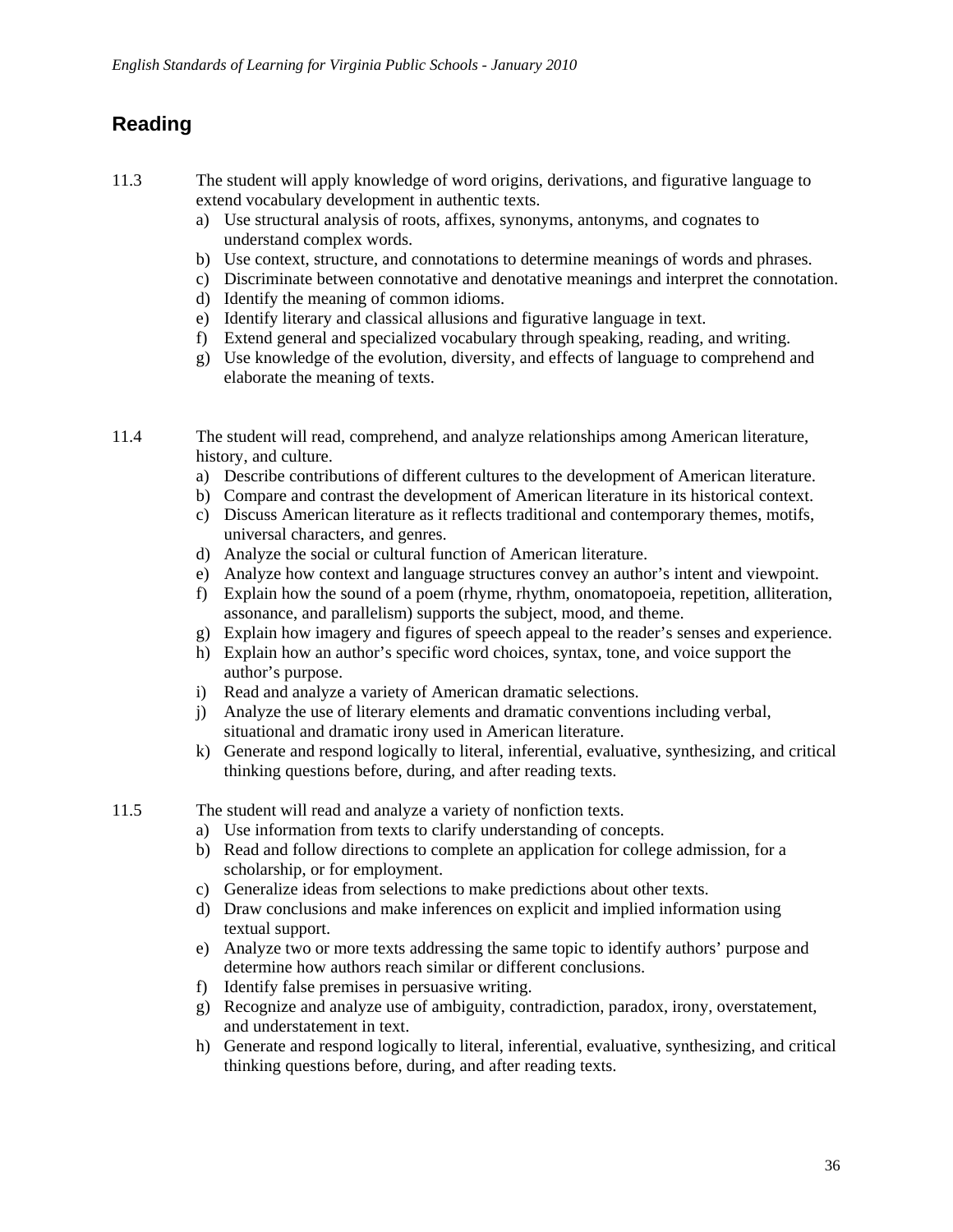## Reading

11.3 The student will apply knowledge of word origins, derivations, and figurative language to extend vocabulary development in authentic texts.

a) Use structural analysis of roots, affixes, synonyms, antonyms, and cognates to understand complex words.
b) Use context, structure, and connotations to determine meanings of words and phrases.
c) Discriminate between connotative and denotative meanings and interpret the connotation.
d) Identify the meaning of common idioms.
e) Identify literary and classical allusions and figurative language in text.
f) Extend general and specialized vocabulary through speaking, reading, and writing.
g) Use knowledge of the evolution, diversity, and effects of language to comprehend and elaborate the meaning of texts.

11.4 The student will read, comprehend, and analyze relationships among American literature, history, and culture.

a) Describe contributions of different cultures to the development of American literature.
b) Compare and contrast the development of American literature in its historical context.
c) Discuss American literature as it reflects traditional and contemporary themes, motifs, universal characters, and genres.
d) Analyze the social or cultural function of American literature.
e) Analyze how context and language structures convey an author's intent and viewpoint.
f) Explain how the sound of a poem (rhyme, rhythm, onomatopoeia, repetition, alliteration, assonance, and parallelism) supports the subject, mood, and theme.
g) Explain how imagery and figures of speech appeal to the reader's senses and experience.
h) Explain how an author's specific word choices, syntax, tone, and voice support the author's purpose.
i) Read and analyze a variety of American dramatic selections.
j) Analyze the use of literary elements and dramatic conventions including verbal, situational and dramatic irony used in American literature.
k) Generate and respond logically to literal, inferential, evaluative, synthesizing, and critical thinking questions before, during, and after reading texts.

11.5 The student will read and analyze a variety of nonfiction texts.

a) Use information from texts to clarify understanding of concepts.
b) Read and follow directions to complete an application for college admission, for a scholarship, or for employment.
c) Generalize ideas from selections to make predictions about other texts.
d) Draw conclusions and make inferences on explicit and implied information using textual support.
e) Analyze two or more texts addressing the same topic to identify authors' purpose and determine how authors reach similar or different conclusions.
f) Identify false premises in persuasive writing.
g) Recognize and analyze use of ambiguity, contradiction, paradox, irony, overstatement, and understatement in text.
h) Generate and respond logically to literal, inferential, evaluative, synthesizing, and critical thinking questions before, during, and after reading texts.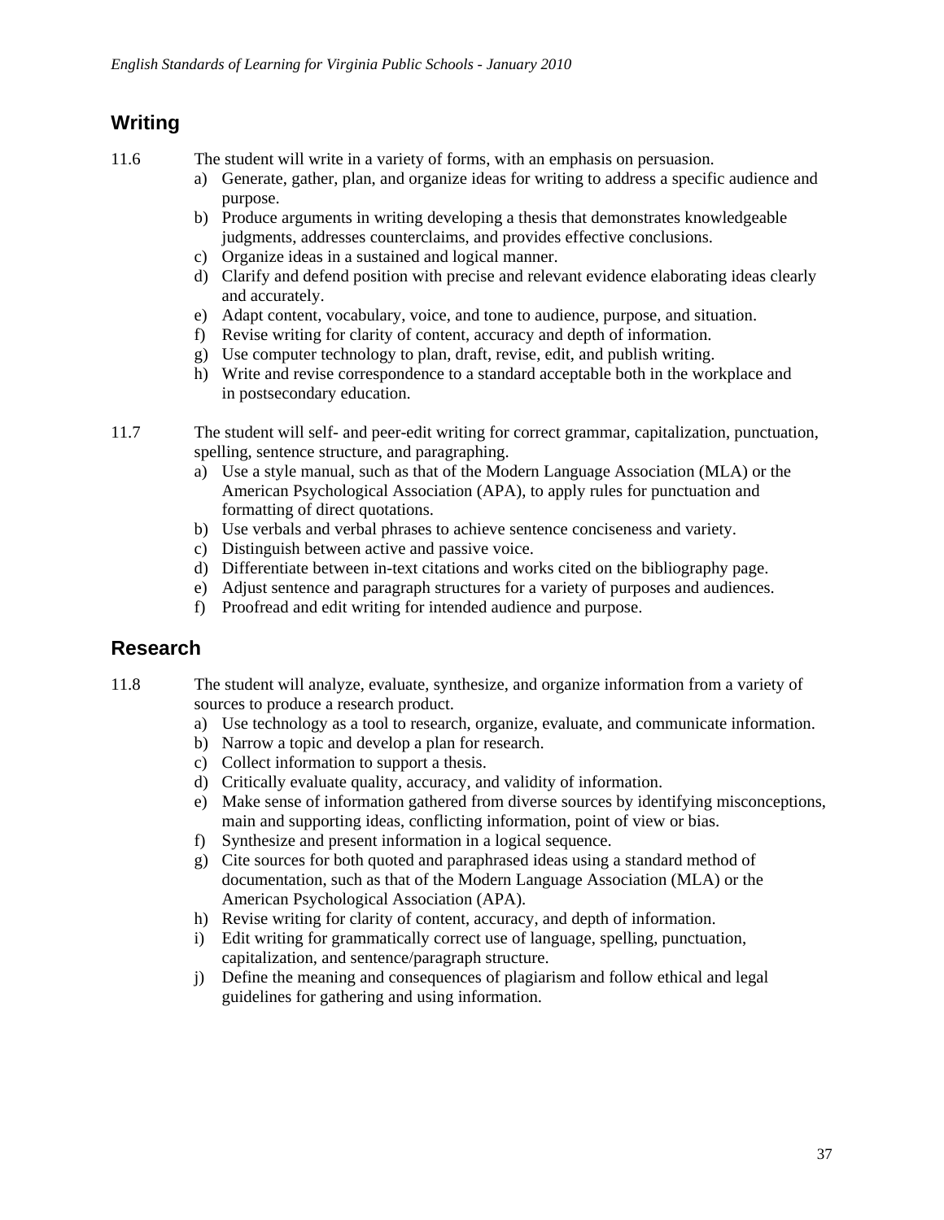## Writing

11.6 The student will write in a variety of forms, with an emphasis on persuasion.

a) Generate, gather, plan, and organize ideas for writing to address a specific audience and purpose.
b) Produce arguments in writing developing a thesis that demonstrates knowledgeable judgments, addresses counterclaims, and provides effective conclusions.
c) Organize ideas in a sustained and logical manner.
d) Clarify and defend position with precise and relevant evidence elaborating ideas clearly and accurately.
e) Adapt content, vocabulary, voice, and tone to audience, purpose, and situation.
f) Revise writing for clarity of content, accuracy and depth of information.
g) Use computer technology to plan, draft, revise, edit, and publish writing.
h) Write and revise correspondence to a standard acceptable both in the workplace and in postsecondary education.

11.7 The student will self- and peer-edit writing for correct grammar, capitalization, punctuation, spelling, sentence structure, and paragraphing.

a) Use a style manual, such as that of the Modern Language Association (MLA) or the American Psychological Association (APA), to apply rules for punctuation and formatting of direct quotations.
b) Use verbals and verbal phrases to achieve sentence conciseness and variety.
c) Distinguish between active and passive voice.
d) Differentiate between in-text citations and works cited on the bibliography page.
e) Adjust sentence and paragraph structures for a variety of purposes and audiences.
f) Proofread and edit writing for intended audience and purpose.

## Research

11.8 The student will analyze, evaluate, synthesize, and organize information from a variety of sources to produce a research product.

a) Use technology as a tool to research, organize, evaluate, and communicate information.
b) Narrow a topic and develop a plan for research.
c) Collect information to support a thesis.
d) Critically evaluate quality, accuracy, and validity of information.
e) Make sense of information gathered from diverse sources by identifying misconceptions, main and supporting ideas, conflicting information, point of view or bias.
f) Synthesize and present information in a logical sequence.
g) Cite sources for both quoted and paraphrased ideas using a standard method of documentation, such as that of the Modern Language Association (MLA) or the American Psychological Association (APA).
h) Revise writing for clarity of content, accuracy, and depth of information.
i) Edit writing for grammatically correct use of language, spelling, punctuation, capitalization, and sentence/paragraph structure.
j) Define the meaning and consequences of plagiarism and follow ethical and legal guidelines for gathering and using information.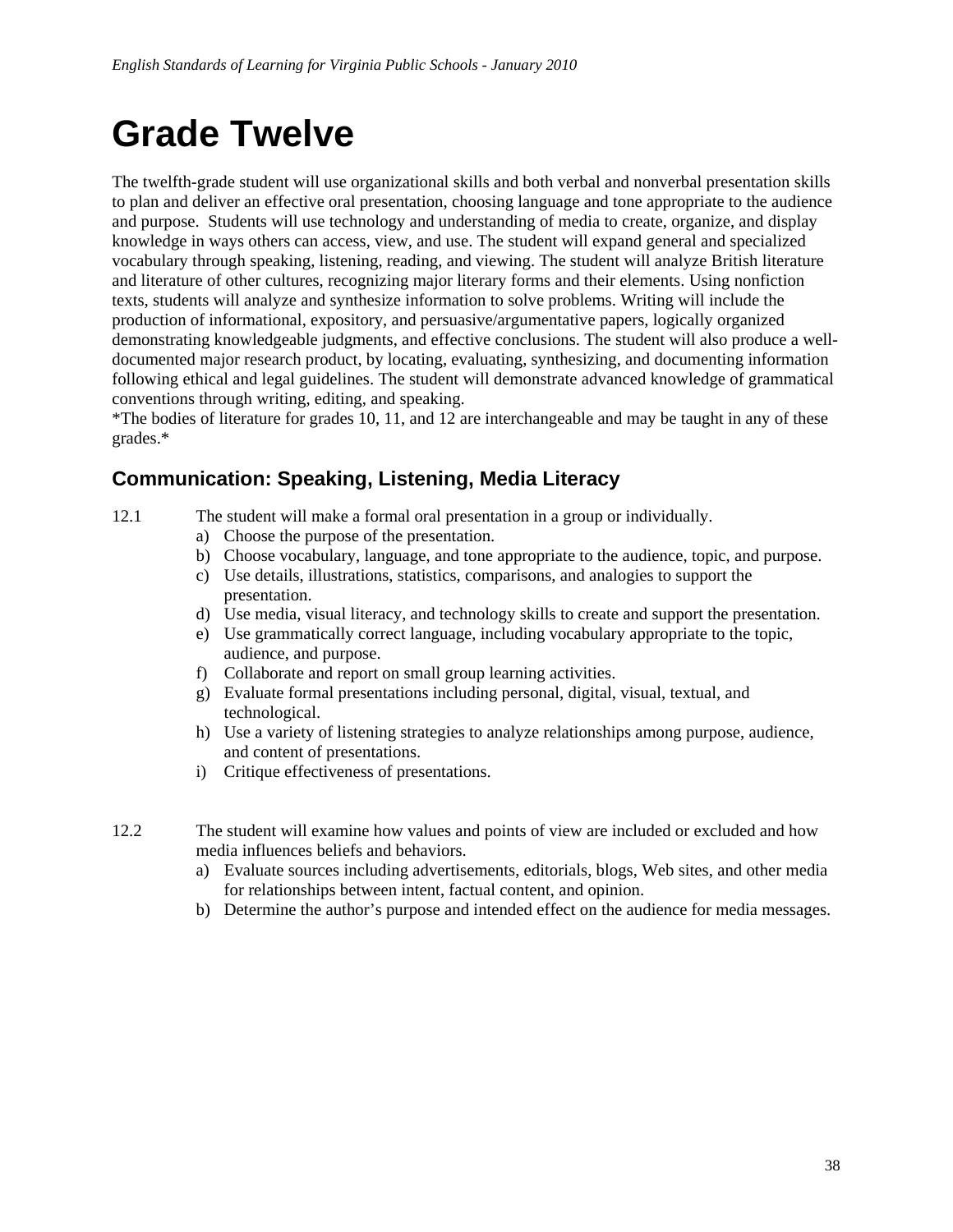# Grade Twelve

The twelfth-grade student will use organizational skills and both verbal and nonverbal presentation skills to plan and deliver an effective oral presentation, choosing language and tone appropriate to the audience and purpose. Students will use technology and understanding of media to create, organize, and display knowledge in ways others can access, view, and use. The student will expand general and specialized vocabulary through speaking, listening, reading, and viewing. The student will analyze British literature and literature of other cultures, recognizing major literary forms and their elements. Using nonfiction texts, students will analyze and synthesize information to solve problems. Writing will include the production of informational, expository, and persuasive/argumentative papers, logically organized demonstrating knowledgeable judgments, and effective conclusions. The student will also produce a well-documented major research product, by locating, evaluating, synthesizing, and documenting information following ethical and legal guidelines. The student will demonstrate advanced knowledge of grammatical conventions through writing, editing, and speaking.
*The bodies of literature for grades 10, 11, and 12 are interchangeable and may be taught in any of these grades.*

## Communication: Speaking, Listening, Media Literacy

12.1 The student will make a formal oral presentation in a group or individually.

a) Choose the purpose of the presentation.
b) Choose vocabulary, language, and tone appropriate to the audience, topic, and purpose.
c) Use details, illustrations, statistics, comparisons, and analogies to support the presentation.
d) Use media, visual literacy, and technology skills to create and support the presentation.
e) Use grammatically correct language, including vocabulary appropriate to the topic, audience, and purpose.
f) Collaborate and report on small group learning activities.
g) Evaluate formal presentations including personal, digital, visual, textual, and technological.
h) Use a variety of listening strategies to analyze relationships among purpose, audience, and content of presentations.
i) Critique effectiveness of presentations.

12.2 The student will examine how values and points of view are included or excluded and how media influences beliefs and behaviors.

a) Evaluate sources including advertisements, editorials, blogs, Web sites, and other media for relationships between intent, factual content, and opinion.
b) Determine the author's purpose and intended effect on the audience for media messages.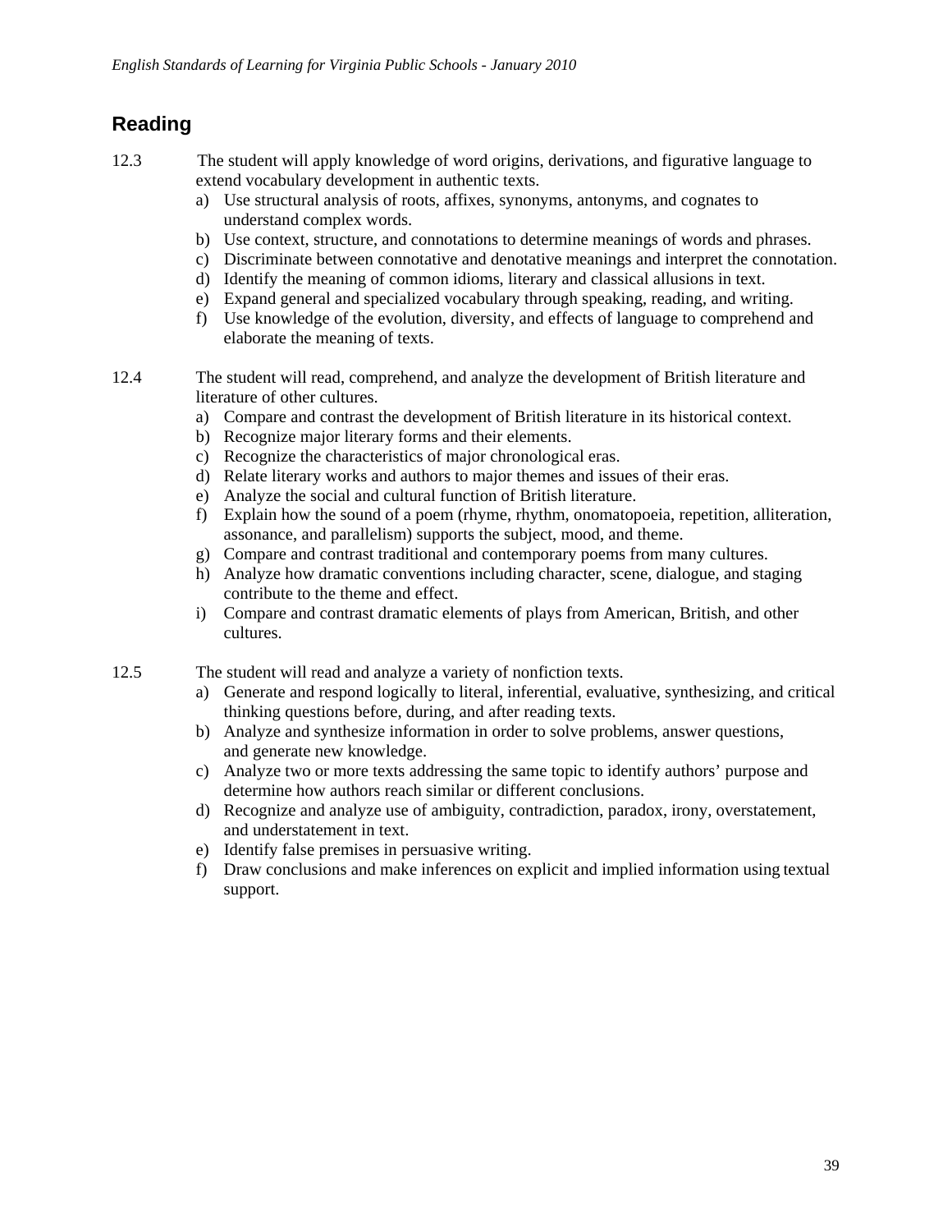## Reading

12.3 The student will apply knowledge of word origins, derivations, and figurative language to extend vocabulary development in authentic texts.

a) Use structural analysis of roots, affixes, synonyms, antonyms, and cognates to understand complex words.
b) Use context, structure, and connotations to determine meanings of words and phrases.
c) Discriminate between connotative and denotative meanings and interpret the connotation.
d) Identify the meaning of common idioms, literary and classical allusions in text.
e) Expand general and specialized vocabulary through speaking, reading, and writing.
f) Use knowledge of the evolution, diversity, and effects of language to comprehend and elaborate the meaning of texts.

12.4 The student will read, comprehend, and analyze the development of British literature and literature of other cultures.

a) Compare and contrast the development of British literature in its historical context.
b) Recognize major literary forms and their elements.
c) Recognize the characteristics of major chronological eras.
d) Relate literary works and authors to major themes and issues of their eras.
e) Analyze the social and cultural function of British literature.
f) Explain how the sound of a poem (rhyme, rhythm, onomatopoeia, repetition, alliteration, assonance, and parallelism) supports the subject, mood, and theme.
g) Compare and contrast traditional and contemporary poems from many cultures.
h) Analyze how dramatic conventions including character, scene, dialogue, and staging contribute to the theme and effect.
i) Compare and contrast dramatic elements of plays from American, British, and other cultures.

12.5 The student will read and analyze a variety of nonfiction texts.

a) Generate and respond logically to literal, inferential, evaluative, synthesizing, and critical thinking questions before, during, and after reading texts.
b) Analyze and synthesize information in order to solve problems, answer questions, and generate new knowledge.
c) Analyze two or more texts addressing the same topic to identify authors' purpose and determine how authors reach similar or different conclusions.
d) Recognize and analyze use of ambiguity, contradiction, paradox, irony, overstatement, and understatement in text.
e) Identify false premises in persuasive writing.
f) Draw conclusions and make inferences on explicit and implied information using textual support.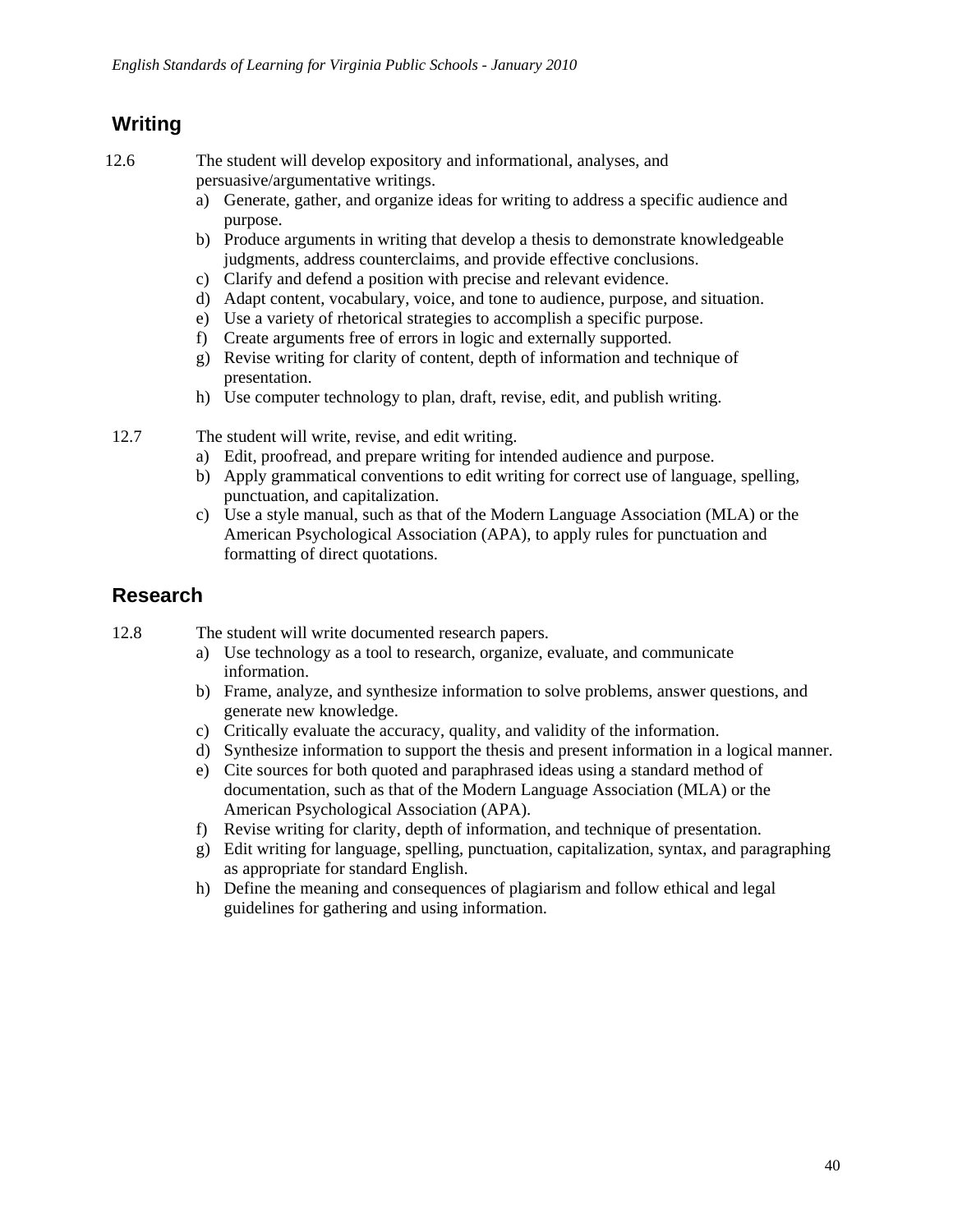## Writing

12.6 The student will develop expository and informational, analyses, and persuasive/argumentative writings.

a) Generate, gather, and organize ideas for writing to address a specific audience and purpose.
b) Produce arguments in writing that develop a thesis to demonstrate knowledgeable judgments, address counterclaims, and provide effective conclusions.
c) Clarify and defend a position with precise and relevant evidence.
d) Adapt content, vocabulary, voice, and tone to audience, purpose, and situation.
e) Use a variety of rhetorical strategies to accomplish a specific purpose.
f) Create arguments free of errors in logic and externally supported.
g) Revise writing for clarity of content, depth of information and technique of presentation.
h) Use computer technology to plan, draft, revise, edit, and publish writing.

12.7 The student will write, revise, and edit writing.

a) Edit, proofread, and prepare writing for intended audience and purpose.
b) Apply grammatical conventions to edit writing for correct use of language, spelling, punctuation, and capitalization.
c) Use a style manual, such as that of the Modern Language Association (MLA) or the American Psychological Association (APA), to apply rules for punctuation and formatting of direct quotations.

## Research

12.8 The student will write documented research papers.

a) Use technology as a tool to research, organize, evaluate, and communicate information.
b) Frame, analyze, and synthesize information to solve problems, answer questions, and generate new knowledge.
c) Critically evaluate the accuracy, quality, and validity of the information.
d) Synthesize information to support the thesis and present information in a logical manner.
e) Cite sources for both quoted and paraphrased ideas using a standard method of documentation, such as that of the Modern Language Association (MLA) or the American Psychological Association (APA).
f) Revise writing for clarity, depth of information, and technique of presentation.
g) Edit writing for language, spelling, punctuation, capitalization, syntax, and paragraphing as appropriate for standard English.
h) Define the meaning and consequences of plagiarism and follow ethical and legal guidelines for gathering and using information.